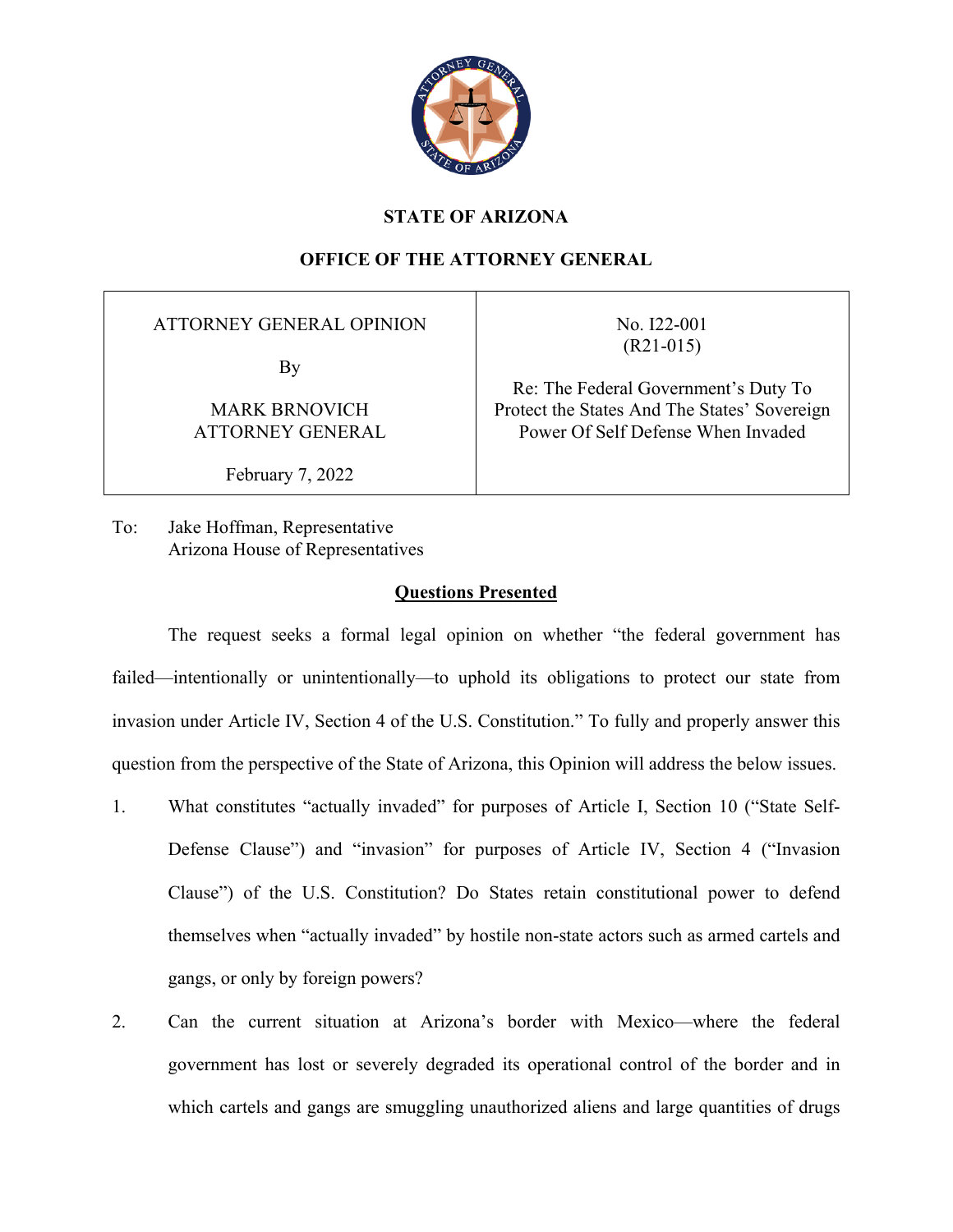**STATE OF ARIZONA**

**OFFICE OF THE ATTORNEY GENERAL**

| ATTORNEY GENERAL OPINION<br><br>By<br><br>MARK BRNOVICH<br>ATTORNEY GENERAL<br><br>February 7, 2022 | No. I22-001<br>(R21-015)<br><br>Re: The Federal Government's Duty To Protect the States And The States' Sovereign Power Of Self Defense When Invaded |
|---|---|

To: Jake Hoffman, Representative
Arizona House of Representatives

## Questions Presented

The request seeks a formal legal opinion on whether "the federal government has failed—intentionally or unintentionally—to uphold its obligations to protect our state from invasion under Article IV, Section 4 of the U.S. Constitution." To fully and properly answer this question from the perspective of the State of Arizona, this Opinion will address the below issues.

1. What constitutes "actually invaded" for purposes of Article I, Section 10 ("State Self-Defense Clause") and "invasion" for purposes of Article IV, Section 4 ("Invasion Clause") of the U.S. Constitution? Do States retain constitutional power to defend themselves when "actually invaded" by hostile non-state actors such as armed cartels and gangs, or only by foreign powers?

2. Can the current situation at Arizona's border with Mexico—where the federal government has lost or severely degraded its operational control of the border and in which cartels and gangs are smuggling unauthorized aliens and large quantities of drugs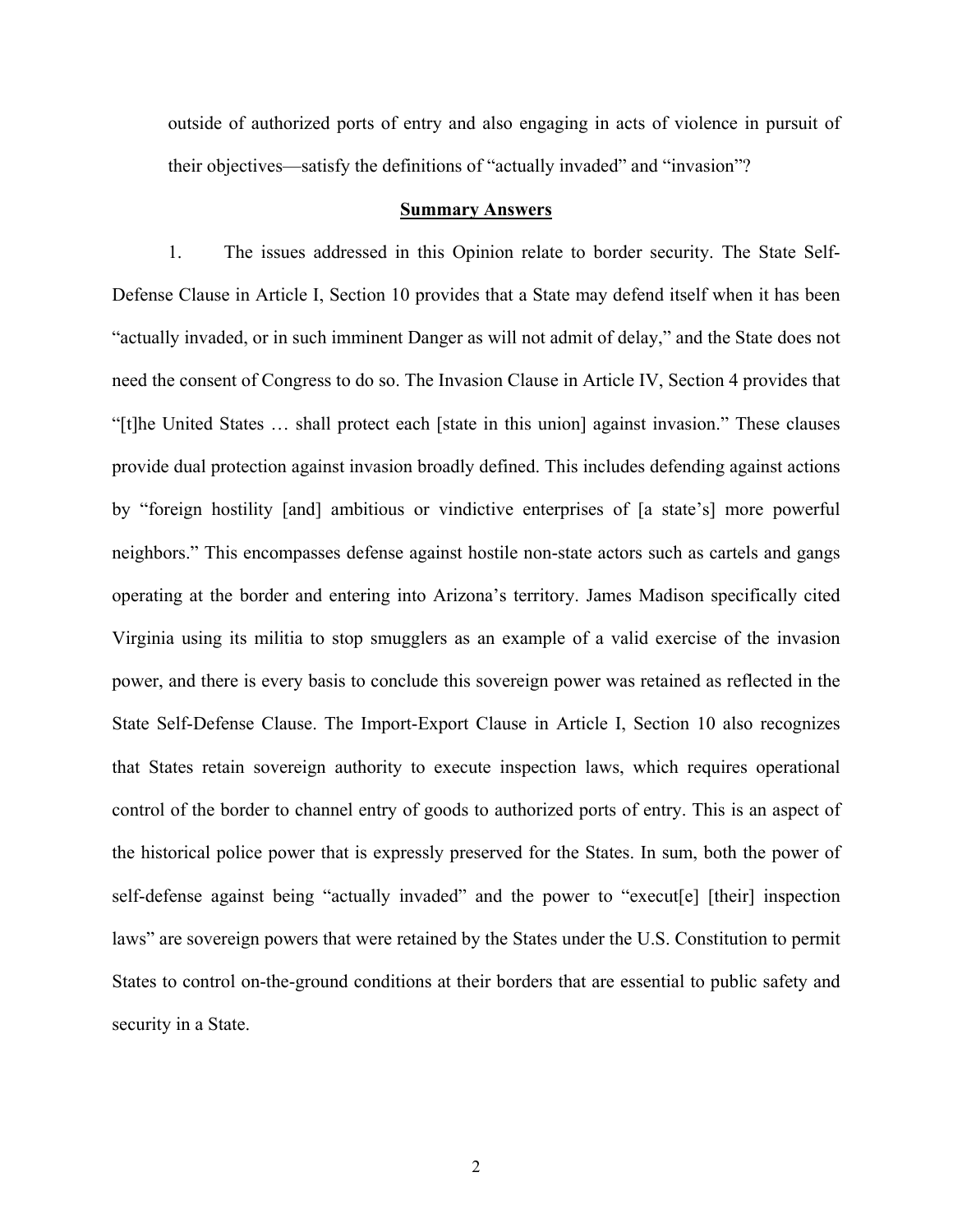outside of authorized ports of entry and also engaging in acts of violence in pursuit of their objectives—satisfy the definitions of "actually invaded" and "invasion"?

**Summary Answers**

1. The issues addressed in this Opinion relate to border security. The State Self-Defense Clause in Article I, Section 10 provides that a State may defend itself when it has been "actually invaded, or in such imminent Danger as will not admit of delay," and the State does not need the consent of Congress to do so. The Invasion Clause in Article IV, Section 4 provides that "[t]he United States … shall protect each [state in this union] against invasion." These clauses provide dual protection against invasion broadly defined. This includes defending against actions by "foreign hostility [and] ambitious or vindictive enterprises of [a state's] more powerful neighbors." This encompasses defense against hostile non-state actors such as cartels and gangs operating at the border and entering into Arizona's territory. James Madison specifically cited Virginia using its militia to stop smugglers as an example of a valid exercise of the invasion power, and there is every basis to conclude this sovereign power was retained as reflected in the State Self-Defense Clause. The Import-Export Clause in Article I, Section 10 also recognizes that States retain sovereign authority to execute inspection laws, which requires operational control of the border to channel entry of goods to authorized ports of entry. This is an aspect of the historical police power that is expressly preserved for the States. In sum, both the power of self-defense against being "actually invaded" and the power to "execut[e] [their] inspection laws" are sovereign powers that were retained by the States under the U.S. Constitution to permit States to control on-the-ground conditions at their borders that are essential to public safety and security in a State.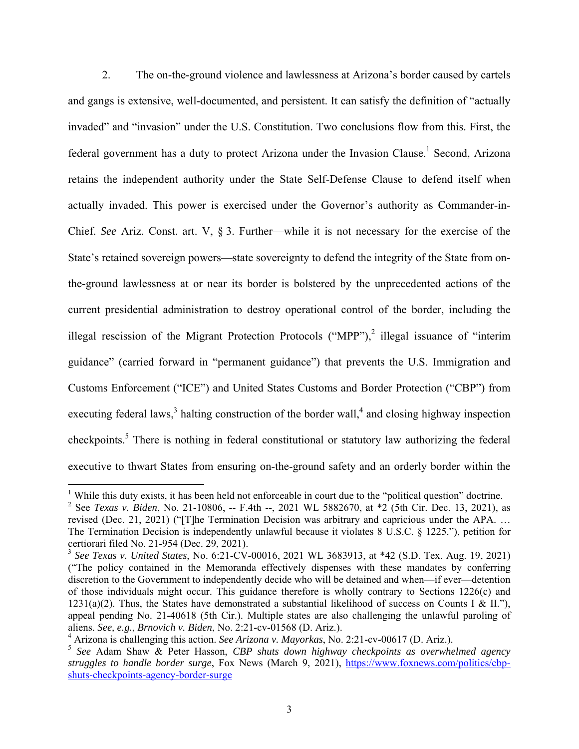2. The on-the-ground violence and lawlessness at Arizona's border caused by cartels and gangs is extensive, well-documented, and persistent. It can satisfy the definition of "actually invaded" and "invasion" under the U.S. Constitution. Two conclusions flow from this. First, the federal government has a duty to protect Arizona under the Invasion Clause.[1] Second, Arizona retains the independent authority under the State Self-Defense Clause to defend itself when actually invaded. This power is exercised under the Governor's authority as Commander-in-Chief. *See* Ariz. Const. art. V, § 3. Further—while it is not necessary for the exercise of the State's retained sovereign powers—state sovereignty to defend the integrity of the State from on-the-ground lawlessness at or near its border is bolstered by the unprecedented actions of the current presidential administration to destroy operational control of the border, including the illegal rescission of the Migrant Protection Protocols ("MPP"),[2] illegal issuance of "interim guidance" (carried forward in "permanent guidance") that prevents the U.S. Immigration and Customs Enforcement ("ICE") and United States Customs and Border Protection ("CBP") from executing federal laws,[3] halting construction of the border wall,[4] and closing highway inspection checkpoints.[5] There is nothing in federal constitutional or statutory law authorizing the federal executive to thwart States from ensuring on-the-ground safety and an orderly border within the

---

[1] While this duty exists, it has been held not enforceable in court due to the "political question" doctrine.

[2] See *Texas v. Biden*, No. 21-10806, -- F.4th --, 2021 WL 5882670, at *2 (5th Cir. Dec. 13, 2021), as revised (Dec. 21, 2021) ("[T]he Termination Decision was arbitrary and capricious under the APA. … The Termination Decision is independently unlawful because it violates 8 U.S.C. § 1225."), petition for certiorari filed No. 21-954 (Dec. 29, 2021).

[3] *See Texas v. United States*, No. 6:21-CV-00016, 2021 WL 3683913, at *42 (S.D. Tex. Aug. 19, 2021) ("The policy contained in the Memoranda effectively dispenses with these mandates by conferring discretion to the Government to independently decide who will be detained and when—if ever—detention of those individuals might occur. This guidance therefore is wholly contrary to Sections 1226(c) and 1231(a)(2). Thus, the States have demonstrated a substantial likelihood of success on Counts I & II."), appeal pending No. 21-40618 (5th Cir.). Multiple states are also challenging the unlawful paroling of aliens. *See, e.g.*, *Brnovich v. Biden*, No. 2:21-cv-01568 (D. Ariz.).

[4] Arizona is challenging this action. *See Arizona v. Mayorkas*, No. 2:21-cv-00617 (D. Ariz.).

[5] *See* Adam Shaw & Peter Hasson, *CBP shuts down highway checkpoints as overwhelmed agency struggles to handle border surge*, Fox News (March 9, 2021), https://www.foxnews.com/politics/cbp-shuts-checkpoints-agency-border-surge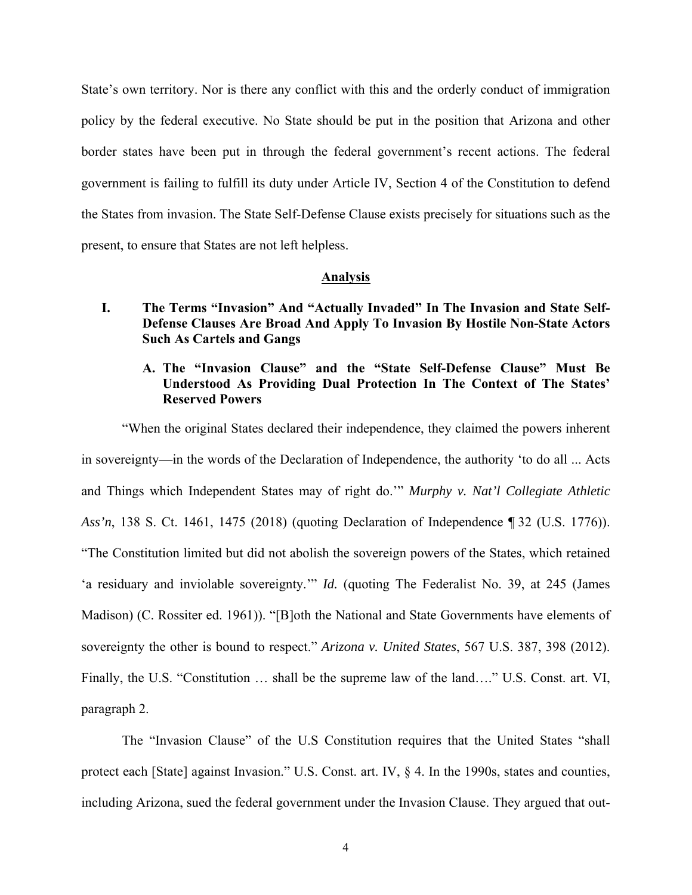State's own territory. Nor is there any conflict with this and the orderly conduct of immigration policy by the federal executive. No State should be put in the position that Arizona and other border states have been put in through the federal government's recent actions. The federal government is failing to fulfill its duty under Article IV, Section 4 of the Constitution to defend the States from invasion. The State Self-Defense Clause exists precisely for situations such as the present, to ensure that States are not left helpless.

## Analysis

### I. The Terms "Invasion" And "Actually Invaded" In The Invasion and State Self-Defense Clauses Are Broad And Apply To Invasion By Hostile Non-State Actors Such As Cartels and Gangs

#### A. The "Invasion Clause" and the "State Self-Defense Clause" Must Be Understood As Providing Dual Protection In The Context of The States' Reserved Powers

"When the original States declared their independence, they claimed the powers inherent in sovereignty—in the words of the Declaration of Independence, the authority 'to do all ... Acts and Things which Independent States may of right do.'" *Murphy v. Nat'l Collegiate Athletic Ass'n*, 138 S. Ct. 1461, 1475 (2018) (quoting Declaration of Independence ¶ 32 (U.S. 1776)). "The Constitution limited but did not abolish the sovereign powers of the States, which retained 'a residuary and inviolable sovereignty.'" *Id.* (quoting The Federalist No. 39, at 245 (James Madison) (C. Rossiter ed. 1961)). "[B]oth the National and State Governments have elements of sovereignty the other is bound to respect." *Arizona v. United States*, 567 U.S. 387, 398 (2012). Finally, the U.S. "Constitution … shall be the supreme law of the land…." U.S. Const. art. VI, paragraph 2.

The "Invasion Clause" of the U.S Constitution requires that the United States "shall protect each [State] against Invasion." U.S. Const. art. IV, § 4. In the 1990s, states and counties, including Arizona, sued the federal government under the Invasion Clause. They argued that out-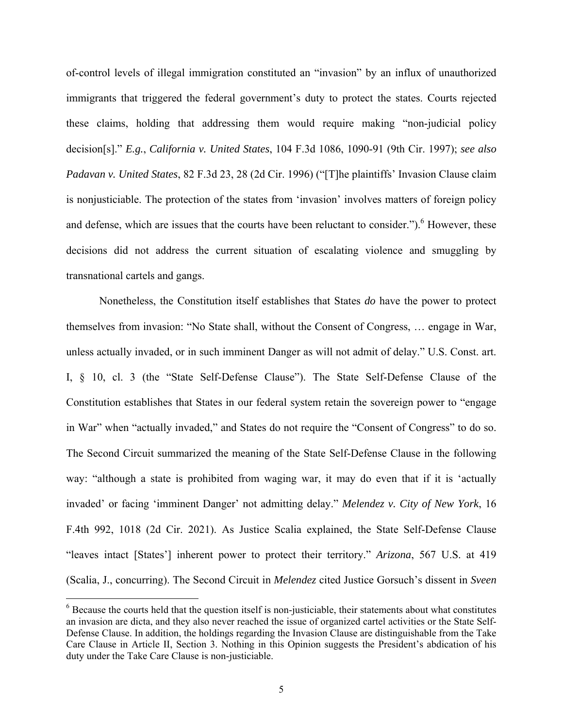of-control levels of illegal immigration constituted an "invasion" by an influx of unauthorized immigrants that triggered the federal government's duty to protect the states. Courts rejected these claims, holding that addressing them would require making "non-judicial policy decision[s]." *E.g.*, *California v. United States*, 104 F.3d 1086, 1090-91 (9th Cir. 1997); *see also Padavan v. United States*, 82 F.3d 23, 28 (2d Cir. 1996) ("[T]he plaintiffs' Invasion Clause claim is nonjusticiable. The protection of the states from 'invasion' involves matters of foreign policy and defense, which are issues that the courts have been reluctant to consider.").[6] However, these decisions did not address the current situation of escalating violence and smuggling by transnational cartels and gangs.

Nonetheless, the Constitution itself establishes that States *do* have the power to protect themselves from invasion: "No State shall, without the Consent of Congress, … engage in War, unless actually invaded, or in such imminent Danger as will not admit of delay." U.S. Const. art. I, § 10, cl. 3 (the "State Self-Defense Clause"). The State Self-Defense Clause of the Constitution establishes that States in our federal system retain the sovereign power to "engage in War" when "actually invaded," and States do not require the "Consent of Congress" to do so. The Second Circuit summarized the meaning of the State Self-Defense Clause in the following way: "although a state is prohibited from waging war, it may do even that if it is 'actually invaded' or facing 'imminent Danger' not admitting delay." *Melendez v. City of New York*, 16 F.4th 992, 1018 (2d Cir. 2021). As Justice Scalia explained, the State Self-Defense Clause "leaves intact [States'] inherent power to protect their territory." *Arizona*, 567 U.S. at 419 (Scalia, J., concurring). The Second Circuit in *Melendez* cited Justice Gorsuch's dissent in *Sveen*

[6] Because the courts held that the question itself is non-justiciable, their statements about what constitutes an invasion are dicta, and they also never reached the issue of organized cartel activities or the State Self-Defense Clause. In addition, the holdings regarding the Invasion Clause are distinguishable from the Take Care Clause in Article II, Section 3. Nothing in this Opinion suggests the President's abdication of his duty under the Take Care Clause is non-justiciable.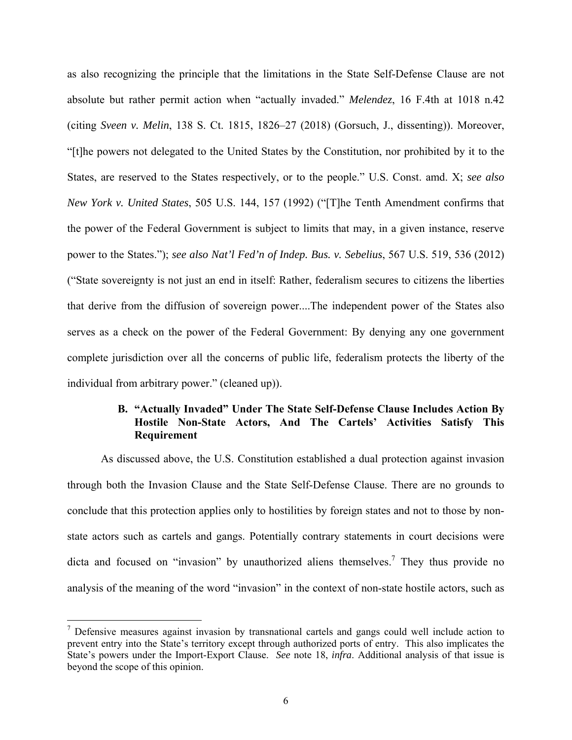as also recognizing the principle that the limitations in the State Self-Defense Clause are not absolute but rather permit action when "actually invaded." *Melendez*, 16 F.4th at 1018 n.42 (citing *Sveen v. Melin*, 138 S. Ct. 1815, 1826–27 (2018) (Gorsuch, J., dissenting)). Moreover, "[t]he powers not delegated to the United States by the Constitution, nor prohibited by it to the States, are reserved to the States respectively, or to the people." U.S. Const. amd. X; *see also New York v. United States*, 505 U.S. 144, 157 (1992) ("[T]he Tenth Amendment confirms that the power of the Federal Government is subject to limits that may, in a given instance, reserve power to the States."); *see also Nat'l Fed'n of Indep. Bus. v. Sebelius*, 567 U.S. 519, 536 (2012) ("State sovereignty is not just an end in itself: Rather, federalism secures to citizens the liberties that derive from the diffusion of sovereign power....The independent power of the States also serves as a check on the power of the Federal Government: By denying any one government complete jurisdiction over all the concerns of public life, federalism protects the liberty of the individual from arbitrary power." (cleaned up)).

### B. "Actually Invaded" Under The State Self-Defense Clause Includes Action By Hostile Non-State Actors, And The Cartels' Activities Satisfy This Requirement

As discussed above, the U.S. Constitution established a dual protection against invasion through both the Invasion Clause and the State Self-Defense Clause. There are no grounds to conclude that this protection applies only to hostilities by foreign states and not to those by non-state actors such as cartels and gangs. Potentially contrary statements in court decisions were dicta and focused on "invasion" by unauthorized aliens themselves.[7] They thus provide no analysis of the meaning of the word "invasion" in the context of non-state hostile actors, such as

[7] Defensive measures against invasion by transnational cartels and gangs could well include action to prevent entry into the State's territory except through authorized ports of entry. This also implicates the State's powers under the Import-Export Clause. *See* note 18, *infra*. Additional analysis of that issue is beyond the scope of this opinion.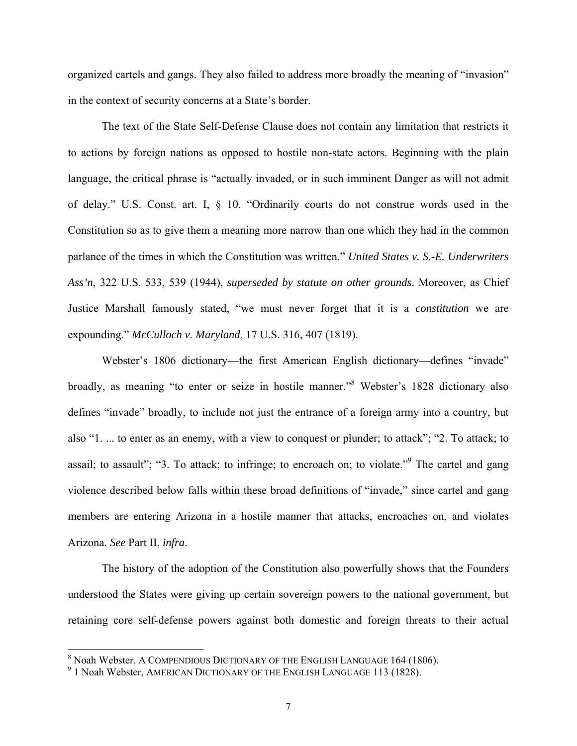organized cartels and gangs. They also failed to address more broadly the meaning of "invasion" in the context of security concerns at a State's border.

The text of the State Self-Defense Clause does not contain any limitation that restricts it to actions by foreign nations as opposed to hostile non-state actors. Beginning with the plain language, the critical phrase is "actually invaded, or in such imminent Danger as will not admit of delay." U.S. Const. art. I, § 10. "Ordinarily courts do not construe words used in the Constitution so as to give them a meaning more narrow than one which they had in the common parlance of the times in which the Constitution was written." *United States v. S.-E. Underwriters Ass'n*, 322 U.S. 533, 539 (1944), *superseded by statute on other grounds*. Moreover, as Chief Justice Marshall famously stated, "we must never forget that it is a *constitution* we are expounding." *McCulloch v. Maryland*, 17 U.S. 316, 407 (1819).

Webster's 1806 dictionary—the first American English dictionary—defines "invade" broadly, as meaning "to enter or seize in hostile manner."[8] Webster's 1828 dictionary also defines "invade" broadly, to include not just the entrance of a foreign army into a country, but also "1. ... to enter as an enemy, with a view to conquest or plunder; to attack"; "2. To attack; to assail; to assault"; "3. To attack; to infringe; to encroach on; to violate."[9] The cartel and gang violence described below falls within these broad definitions of "invade," since cartel and gang members are entering Arizona in a hostile manner that attacks, encroaches on, and violates Arizona. *See* Part II, *infra*.

The history of the adoption of the Constitution also powerfully shows that the Founders understood the States were giving up certain sovereign powers to the national government, but retaining core self-defense powers against both domestic and foreign threats to their actual

---

[8] Noah Webster, A COMPENDIOUS DICTIONARY OF THE ENGLISH LANGUAGE 164 (1806).

[9] 1 Noah Webster, AMERICAN DICTIONARY OF THE ENGLISH LANGUAGE 113 (1828).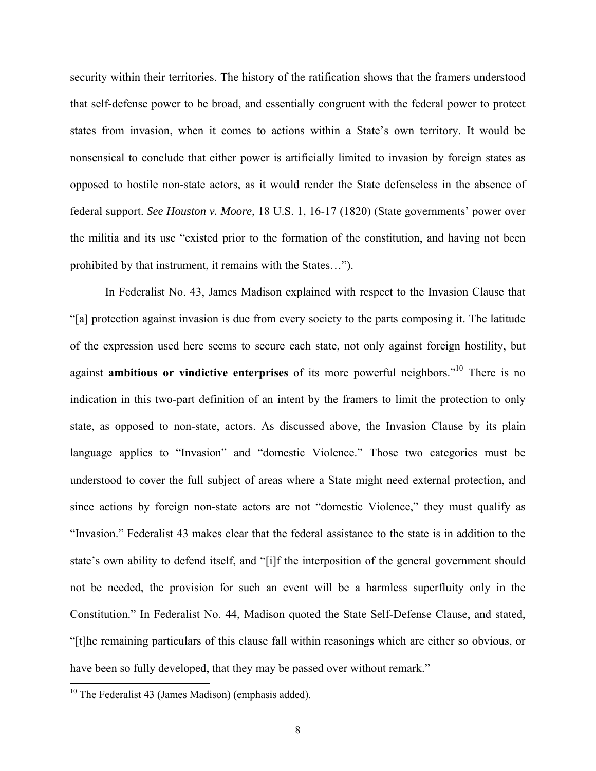security within their territories. The history of the ratification shows that the framers understood that self-defense power to be broad, and essentially congruent with the federal power to protect states from invasion, when it comes to actions within a State's own territory. It would be nonsensical to conclude that either power is artificially limited to invasion by foreign states as opposed to hostile non-state actors, as it would render the State defenseless in the absence of federal support. *See Houston v. Moore*, 18 U.S. 1, 16-17 (1820) (State governments' power over the militia and its use "existed prior to the formation of the constitution, and having not been prohibited by that instrument, it remains with the States…").

In Federalist No. 43, James Madison explained with respect to the Invasion Clause that "[a] protection against invasion is due from every society to the parts composing it. The latitude of the expression used here seems to secure each state, not only against foreign hostility, but against **ambitious or vindictive enterprises** of its more powerful neighbors."[10] There is no indication in this two-part definition of an intent by the framers to limit the protection to only state, as opposed to non-state, actors. As discussed above, the Invasion Clause by its plain language applies to "Invasion" and "domestic Violence." Those two categories must be understood to cover the full subject of areas where a State might need external protection, and since actions by foreign non-state actors are not "domestic Violence," they must qualify as "Invasion." Federalist 43 makes clear that the federal assistance to the state is in addition to the state's own ability to defend itself, and "[i]f the interposition of the general government should not be needed, the provision for such an event will be a harmless superfluity only in the Constitution." In Federalist No. 44, Madison quoted the State Self-Defense Clause, and stated, "[t]he remaining particulars of this clause fall within reasonings which are either so obvious, or have been so fully developed, that they may be passed over without remark."

[10] The Federalist 43 (James Madison) (emphasis added).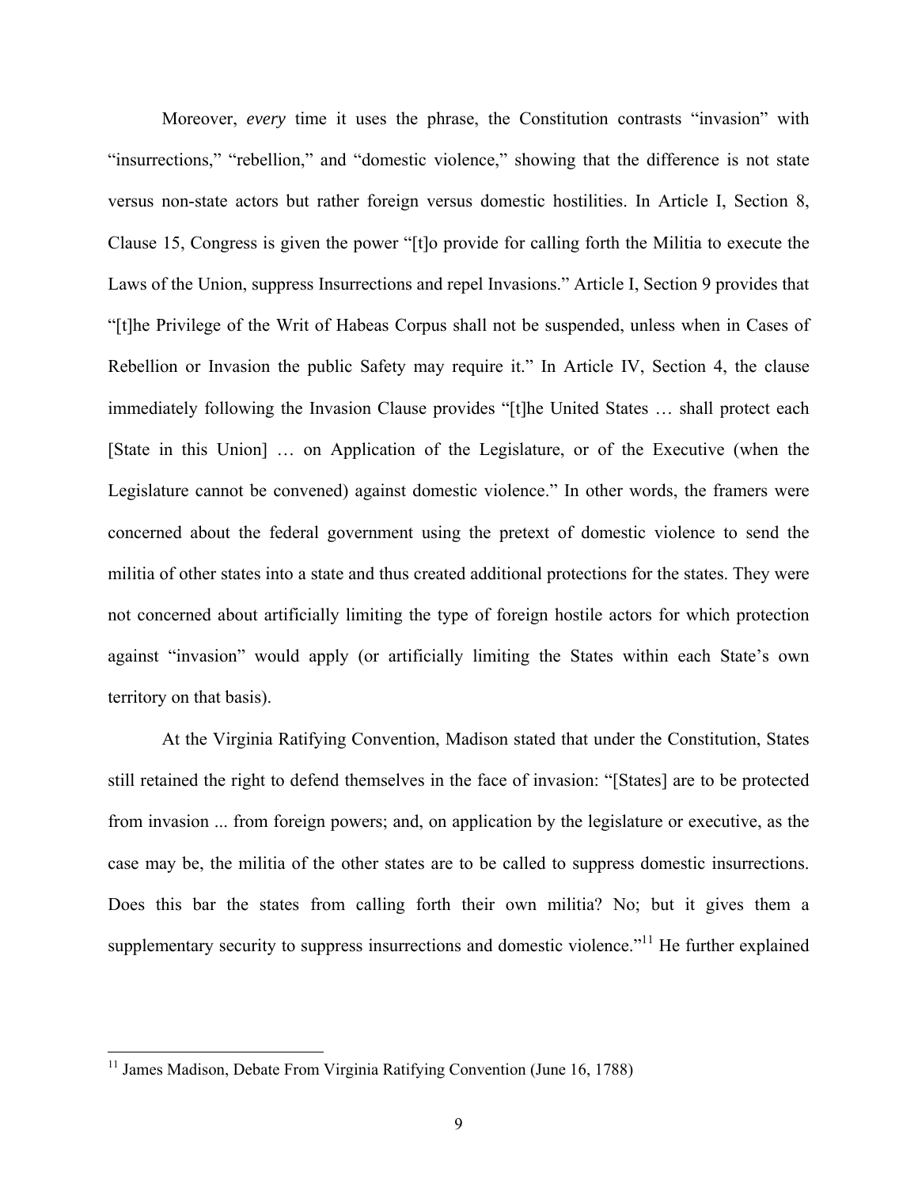Moreover, *every* time it uses the phrase, the Constitution contrasts "invasion" with "insurrections," "rebellion," and "domestic violence," showing that the difference is not state versus non-state actors but rather foreign versus domestic hostilities. In Article I, Section 8, Clause 15, Congress is given the power "[t]o provide for calling forth the Militia to execute the Laws of the Union, suppress Insurrections and repel Invasions." Article I, Section 9 provides that "[t]he Privilege of the Writ of Habeas Corpus shall not be suspended, unless when in Cases of Rebellion or Invasion the public Safety may require it." In Article IV, Section 4, the clause immediately following the Invasion Clause provides "[t]he United States … shall protect each [State in this Union] … on Application of the Legislature, or of the Executive (when the Legislature cannot be convened) against domestic violence." In other words, the framers were concerned about the federal government using the pretext of domestic violence to send the militia of other states into a state and thus created additional protections for the states. They were not concerned about artificially limiting the type of foreign hostile actors for which protection against "invasion" would apply (or artificially limiting the States within each State's own territory on that basis).

At the Virginia Ratifying Convention, Madison stated that under the Constitution, States still retained the right to defend themselves in the face of invasion: "[States] are to be protected from invasion ... from foreign powers; and, on application by the legislature or executive, as the case may be, the militia of the other states are to be called to suppress domestic insurrections. Does this bar the states from calling forth their own militia? No; but it gives them a supplementary security to suppress insurrections and domestic violence."[11] He further explained

[11] James Madison, Debate From Virginia Ratifying Convention (June 16, 1788)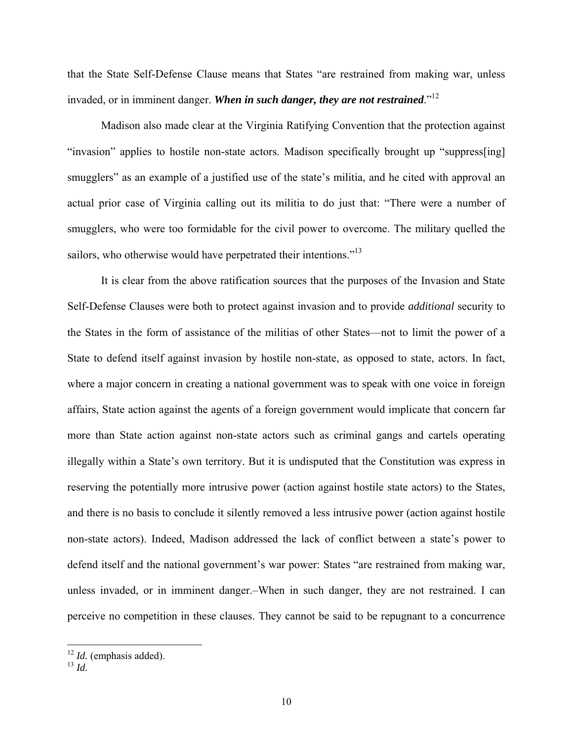that the State Self-Defense Clause means that States "are restrained from making war, unless invaded, or in imminent danger. ***When in such danger, they are not restrained***."[12]

Madison also made clear at the Virginia Ratifying Convention that the protection against "invasion" applies to hostile non-state actors. Madison specifically brought up "suppress[ing] smugglers" as an example of a justified use of the state's militia, and he cited with approval an actual prior case of Virginia calling out its militia to do just that: "There were a number of smugglers, who were too formidable for the civil power to overcome. The military quelled the sailors, who otherwise would have perpetrated their intentions."[13]

It is clear from the above ratification sources that the purposes of the Invasion and State Self-Defense Clauses were both to protect against invasion and to provide *additional* security to the States in the form of assistance of the militias of other States—not to limit the power of a State to defend itself against invasion by hostile non-state, as opposed to state, actors. In fact, where a major concern in creating a national government was to speak with one voice in foreign affairs, State action against the agents of a foreign government would implicate that concern far more than State action against non-state actors such as criminal gangs and cartels operating illegally within a State's own territory. But it is undisputed that the Constitution was express in reserving the potentially more intrusive power (action against hostile state actors) to the States, and there is no basis to conclude it silently removed a less intrusive power (action against hostile non-state actors). Indeed, Madison addressed the lack of conflict between a state's power to defend itself and the national government's war power: States "are restrained from making war, unless invaded, or in imminent danger.–When in such danger, they are not restrained. I can perceive no competition in these clauses. They cannot be said to be repugnant to a concurrence

---

[12] *Id.* (emphasis added).

[13] *Id.*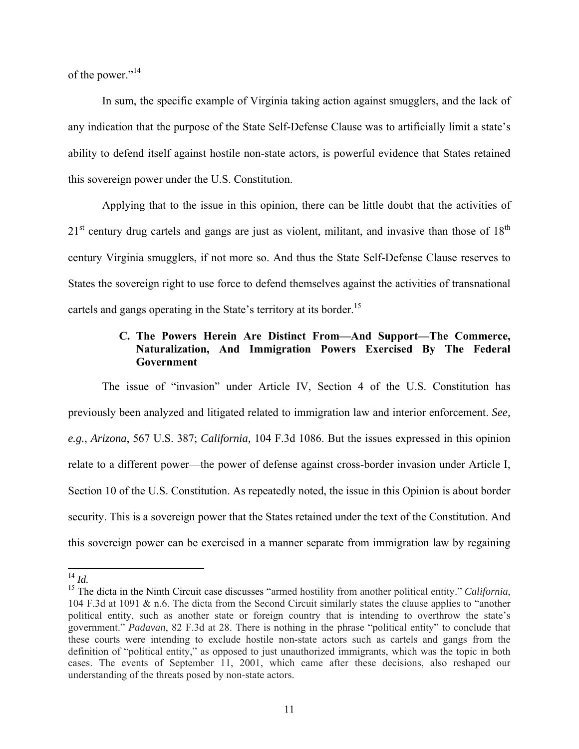of the power."[14]

In sum, the specific example of Virginia taking action against smugglers, and the lack of any indication that the purpose of the State Self-Defense Clause was to artificially limit a state's ability to defend itself against hostile non-state actors, is powerful evidence that States retained this sovereign power under the U.S. Constitution.

Applying that to the issue in this opinion, there can be little doubt that the activities of 21st century drug cartels and gangs are just as violent, militant, and invasive than those of 18th century Virginia smugglers, if not more so. And thus the State Self-Defense Clause reserves to States the sovereign right to use force to defend themselves against the activities of transnational cartels and gangs operating in the State's territory at its border.[15]

### C. The Powers Herein Are Distinct From—And Support—The Commerce, Naturalization, And Immigration Powers Exercised By The Federal Government

The issue of "invasion" under Article IV, Section 4 of the U.S. Constitution has previously been analyzed and litigated related to immigration law and interior enforcement. *See, e.g.*, *Arizona*, 567 U.S. 387; *California,* 104 F.3d 1086. But the issues expressed in this opinion relate to a different power—the power of defense against cross-border invasion under Article I, Section 10 of the U.S. Constitution. As repeatedly noted, the issue in this Opinion is about border security. This is a sovereign power that the States retained under the text of the Constitution. And this sovereign power can be exercised in a manner separate from immigration law by regaining

---

[14] *Id.*

[15] The dicta in the Ninth Circuit case discusses "armed hostility from another political entity." *California*, 104 F.3d at 1091 & n.6. The dicta from the Second Circuit similarly states the clause applies to "another political entity, such as another state or foreign country that is intending to overthrow the state's government." *Padavan*, 82 F.3d at 28. There is nothing in the phrase "political entity" to conclude that these courts were intending to exclude hostile non-state actors such as cartels and gangs from the definition of "political entity," as opposed to just unauthorized immigrants, which was the topic in both cases. The events of September 11, 2001, which came after these decisions, also reshaped our understanding of the threats posed by non-state actors.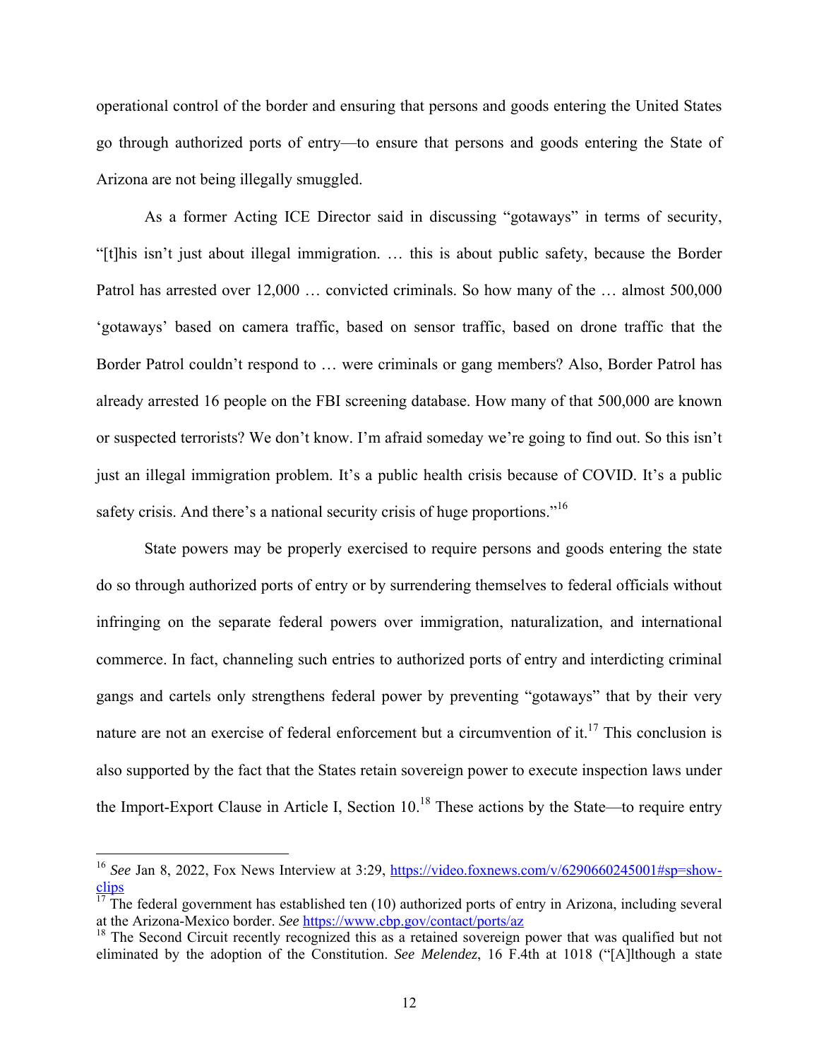operational control of the border and ensuring that persons and goods entering the United States go through authorized ports of entry—to ensure that persons and goods entering the State of Arizona are not being illegally smuggled.

As a former Acting ICE Director said in discussing "gotaways" in terms of security, "[t]his isn't just about illegal immigration. … this is about public safety, because the Border Patrol has arrested over 12,000 … convicted criminals. So how many of the … almost 500,000 'gotaways' based on camera traffic, based on sensor traffic, based on drone traffic that the Border Patrol couldn't respond to … were criminals or gang members? Also, Border Patrol has already arrested 16 people on the FBI screening database. How many of that 500,000 are known or suspected terrorists? We don't know. I'm afraid someday we're going to find out. So this isn't just an illegal immigration problem. It's a public health crisis because of COVID. It's a public safety crisis. And there's a national security crisis of huge proportions."[16]

State powers may be properly exercised to require persons and goods entering the state do so through authorized ports of entry or by surrendering themselves to federal officials without infringing on the separate federal powers over immigration, naturalization, and international commerce. In fact, channeling such entries to authorized ports of entry and interdicting criminal gangs and cartels only strengthens federal power by preventing "gotaways" that by their very nature are not an exercise of federal enforcement but a circumvention of it.[17] This conclusion is also supported by the fact that the States retain sovereign power to execute inspection laws under the Import-Export Clause in Article I, Section 10.[18] These actions by the State—to require entry

---

[16] *See* Jan 8, 2022, Fox News Interview at 3:29, https://video.foxnews.com/v/6290660245001#sp=show-clips

[17] The federal government has established ten (10) authorized ports of entry in Arizona, including several at the Arizona-Mexico border. *See* https://www.cbp.gov/contact/ports/az

[18] The Second Circuit recently recognized this as a retained sovereign power that was qualified but not eliminated by the adoption of the Constitution. *See Melendez*, 16 F.4th at 1018 ("[A]lthough a state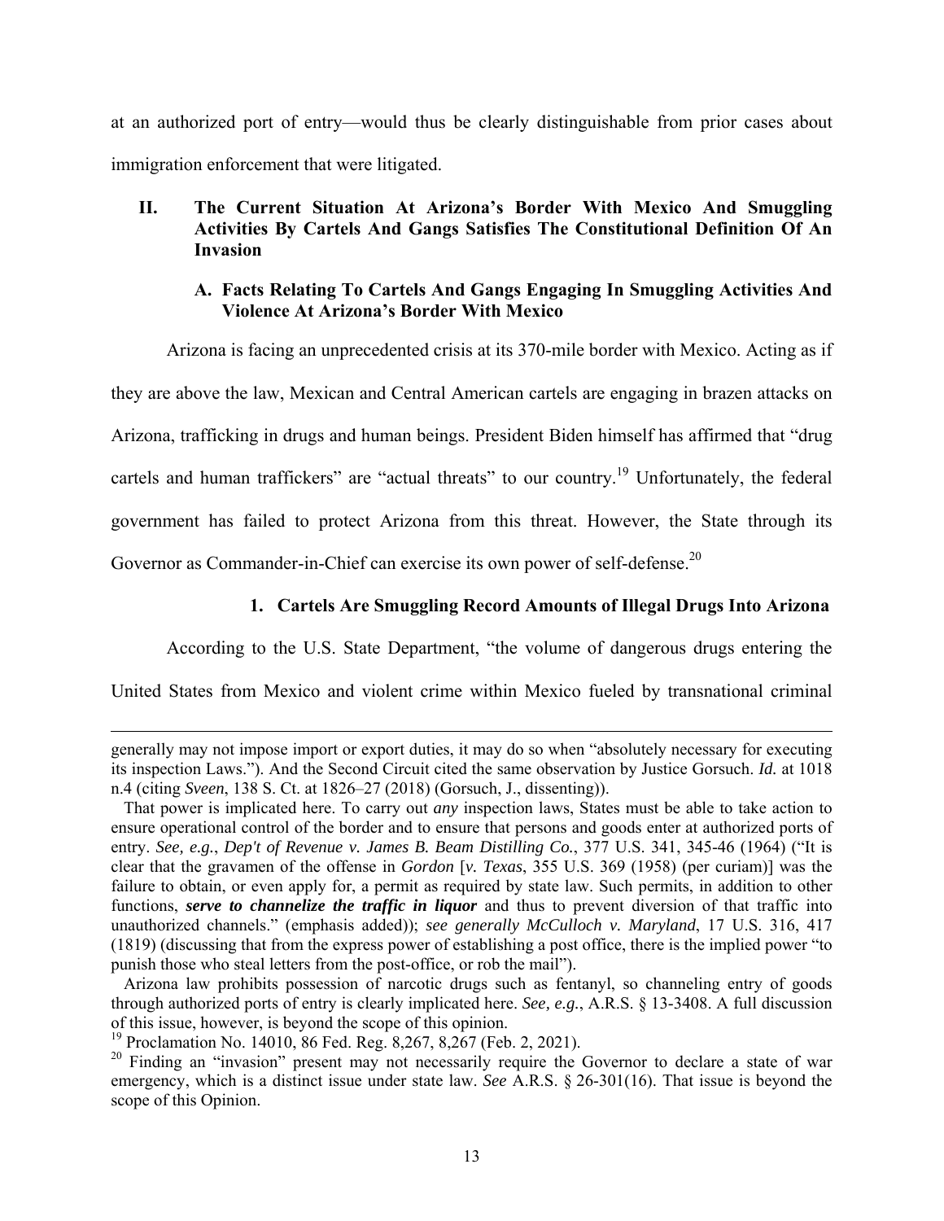at an authorized port of entry—would thus be clearly distinguishable from prior cases about immigration enforcement that were litigated.

## II. The Current Situation At Arizona's Border With Mexico And Smuggling Activities By Cartels And Gangs Satisfies The Constitutional Definition Of An Invasion

### A. Facts Relating To Cartels And Gangs Engaging In Smuggling Activities And Violence At Arizona's Border With Mexico

Arizona is facing an unprecedented crisis at its 370-mile border with Mexico. Acting as if they are above the law, Mexican and Central American cartels are engaging in brazen attacks on Arizona, trafficking in drugs and human beings. President Biden himself has affirmed that "drug cartels and human traffickers" are "actual threats" to our country.[19] Unfortunately, the federal government has failed to protect Arizona from this threat. However, the State through its Governor as Commander-in-Chief can exercise its own power of self-defense.[20]

#### 1. Cartels Are Smuggling Record Amounts of Illegal Drugs Into Arizona

According to the U.S. State Department, "the volume of dangerous drugs entering the United States from Mexico and violent crime within Mexico fueled by transnational criminal

---

generally may not impose import or export duties, it may do so when "absolutely necessary for executing its inspection Laws."). And the Second Circuit cited the same observation by Justice Gorsuch. *Id.* at 1018 n.4 (citing *Sveen*, 138 S. Ct. at 1826–27 (2018) (Gorsuch, J., dissenting)).

That power is implicated here. To carry out *any* inspection laws, States must be able to take action to ensure operational control of the border and to ensure that persons and goods enter at authorized ports of entry. *See, e.g.*, *Dep't of Revenue v. James B. Beam Distilling Co.*, 377 U.S. 341, 345-46 (1964) ("It is clear that the gravamen of the offense in *Gordon* [*v. Texas*, 355 U.S. 369 (1958) (per curiam)] was the failure to obtain, or even apply for, a permit as required by state law. Such permits, in addition to other functions, ***serve to channelize the traffic in liquor*** and thus to prevent diversion of that traffic into unauthorized channels." (emphasis added)); *see generally McCulloch v. Maryland*, 17 U.S. 316, 417 (1819) (discussing that from the express power of establishing a post office, there is the implied power "to punish those who steal letters from the post-office, or rob the mail").

Arizona law prohibits possession of narcotic drugs such as fentanyl, so channeling entry of goods through authorized ports of entry is clearly implicated here. *See, e.g.*, A.R.S. § 13-3408. A full discussion of this issue, however, is beyond the scope of this opinion.

[19] Proclamation No. 14010, 86 Fed. Reg. 8,267, 8,267 (Feb. 2, 2021).

[20] Finding an "invasion" present may not necessarily require the Governor to declare a state of war emergency, which is a distinct issue under state law. *See* A.R.S. § 26-301(16). That issue is beyond the scope of this Opinion.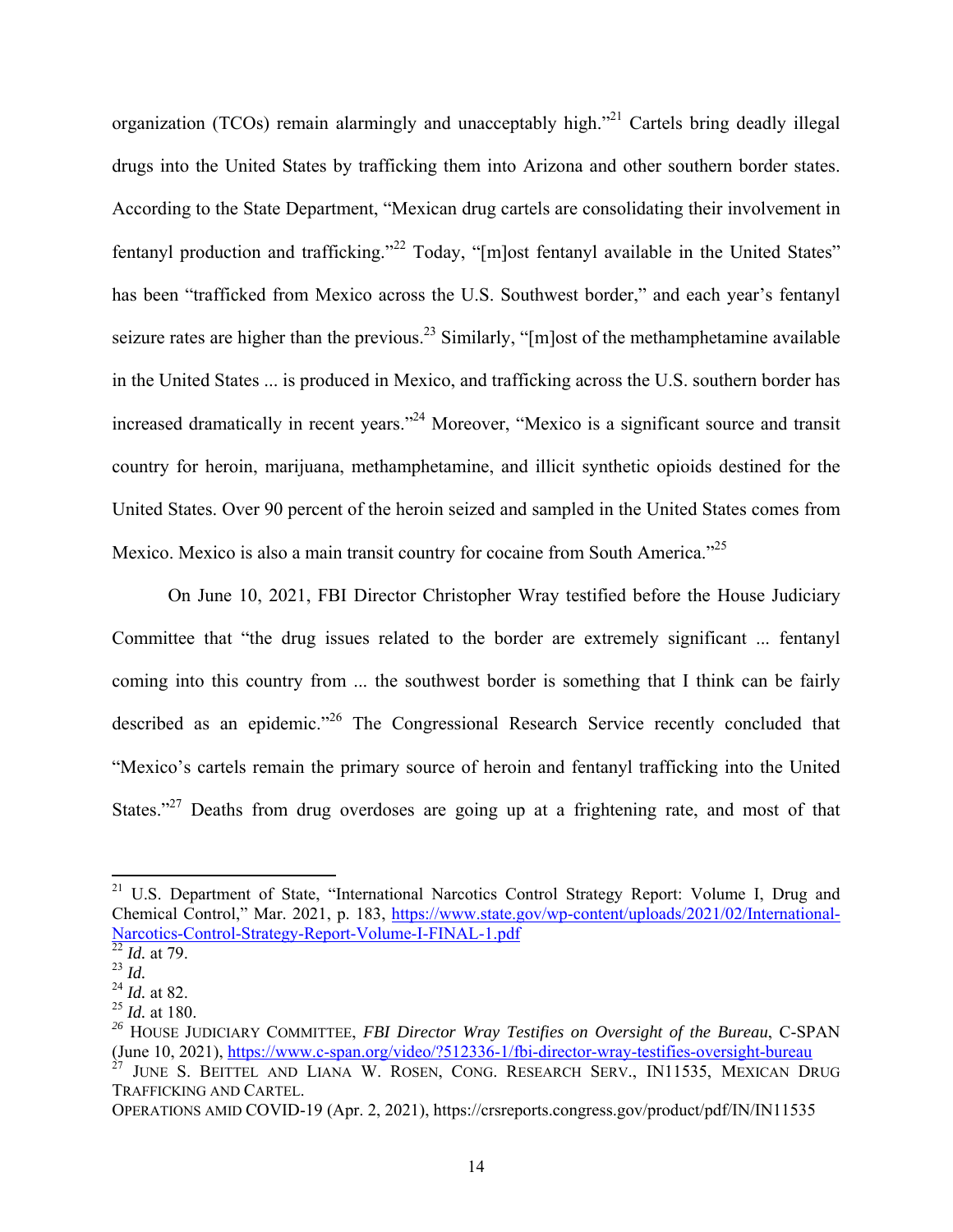organization (TCOs) remain alarmingly and unacceptably high."[21] Cartels bring deadly illegal drugs into the United States by trafficking them into Arizona and other southern border states. According to the State Department, "Mexican drug cartels are consolidating their involvement in fentanyl production and trafficking."[22] Today, "[m]ost fentanyl available in the United States" has been "trafficked from Mexico across the U.S. Southwest border," and each year's fentanyl seizure rates are higher than the previous.[23] Similarly, "[m]ost of the methamphetamine available in the United States ... is produced in Mexico, and trafficking across the U.S. southern border has increased dramatically in recent years."[24] Moreover, "Mexico is a significant source and transit country for heroin, marijuana, methamphetamine, and illicit synthetic opioids destined for the United States. Over 90 percent of the heroin seized and sampled in the United States comes from Mexico. Mexico is also a main transit country for cocaine from South America."[25]

On June 10, 2021, FBI Director Christopher Wray testified before the House Judiciary Committee that "the drug issues related to the border are extremely significant ... fentanyl coming into this country from ... the southwest border is something that I think can be fairly described as an epidemic."[26] The Congressional Research Service recently concluded that "Mexico's cartels remain the primary source of heroin and fentanyl trafficking into the United States."[27] Deaths from drug overdoses are going up at a frightening rate, and most of that

---

[21] U.S. Department of State, "International Narcotics Control Strategy Report: Volume I, Drug and Chemical Control," Mar. 2021, p. 183, https://www.state.gov/wp-content/uploads/2021/02/International-Narcotics-Control-Strategy-Report-Volume-I-FINAL-1.pdf

[22] *Id.* at 79.

[23] *Id.*

[24] *Id.* at 82.

[25] *Id.* at 180.

[26] HOUSE JUDICIARY COMMITTEE, *FBI Director Wray Testifies on Oversight of the Bureau*, C-SPAN (June 10, 2021), https://www.c-span.org/video/?512336-1/fbi-director-wray-testifies-oversight-bureau

[27] JUNE S. BEITTEL AND LIANA W. ROSEN, CONG. RESEARCH SERV., IN11535, MEXICAN DRUG TRAFFICKING AND CARTEL.

OPERATIONS AMID COVID-19 (Apr. 2, 2021), https://crsreports.congress.gov/product/pdf/IN/IN11535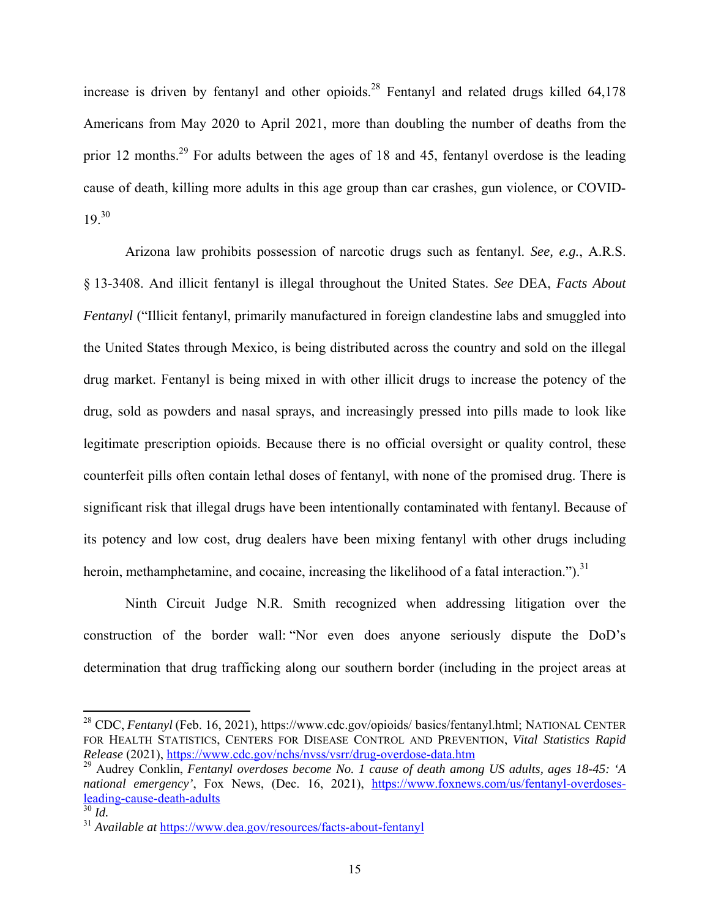increase is driven by fentanyl and other opioids.[28] Fentanyl and related drugs killed 64,178 Americans from May 2020 to April 2021, more than doubling the number of deaths from the prior 12 months.[29] For adults between the ages of 18 and 45, fentanyl overdose is the leading cause of death, killing more adults in this age group than car crashes, gun violence, or COVID-19.[30]

Arizona law prohibits possession of narcotic drugs such as fentanyl. *See, e.g.*, A.R.S. § 13-3408. And illicit fentanyl is illegal throughout the United States. *See* DEA, *Facts About Fentanyl* ("Illicit fentanyl, primarily manufactured in foreign clandestine labs and smuggled into the United States through Mexico, is being distributed across the country and sold on the illegal drug market. Fentanyl is being mixed in with other illicit drugs to increase the potency of the drug, sold as powders and nasal sprays, and increasingly pressed into pills made to look like legitimate prescription opioids. Because there is no official oversight or quality control, these counterfeit pills often contain lethal doses of fentanyl, with none of the promised drug. There is significant risk that illegal drugs have been intentionally contaminated with fentanyl. Because of its potency and low cost, drug dealers have been mixing fentanyl with other drugs including heroin, methamphetamine, and cocaine, increasing the likelihood of a fatal interaction.").[31]

Ninth Circuit Judge N.R. Smith recognized when addressing litigation over the construction of the border wall: "Nor even does anyone seriously dispute the DoD's determination that drug trafficking along our southern border (including in the project areas at

---

[28] CDC, *Fentanyl* (Feb. 16, 2021), https://www.cdc.gov/opioids/ basics/fentanyl.html; National Center for Health Statistics, Centers for Disease Control and Prevention, *Vital Statistics Rapid Release* (2021), https://www.cdc.gov/nchs/nvss/vsrr/drug-overdose-data.htm

[29] Audrey Conklin, *Fentanyl overdoses become No. 1 cause of death among US adults, ages 18-45: 'A national emergency'*, Fox News, (Dec. 16, 2021), https://www.foxnews.com/us/fentanyl-overdoses-leading-cause-death-adults

[30] *Id.*

[31] *Available at* https://www.dea.gov/resources/facts-about-fentanyl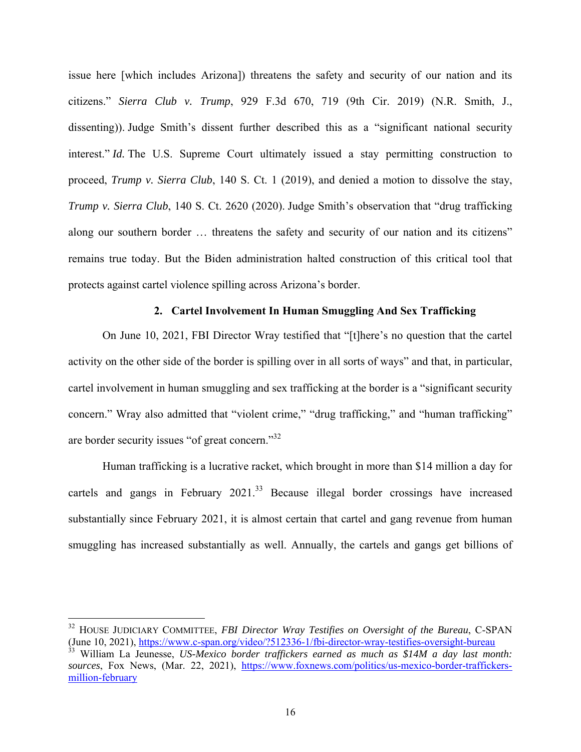issue here [which includes Arizona]) threatens the safety and security of our nation and its citizens." *Sierra Club v. Trump*, 929 F.3d 670, 719 (9th Cir. 2019) (N.R. Smith, J., dissenting)). Judge Smith's dissent further described this as a "significant national security interest." *Id.* The U.S. Supreme Court ultimately issued a stay permitting construction to proceed, *Trump v. Sierra Club*, 140 S. Ct. 1 (2019), and denied a motion to dissolve the stay, *Trump v. Sierra Club*, 140 S. Ct. 2620 (2020). Judge Smith's observation that "drug trafficking along our southern border … threatens the safety and security of our nation and its citizens" remains true today. But the Biden administration halted construction of this critical tool that protects against cartel violence spilling across Arizona's border.

### 2. Cartel Involvement In Human Smuggling And Sex Trafficking

On June 10, 2021, FBI Director Wray testified that "[t]here's no question that the cartel activity on the other side of the border is spilling over in all sorts of ways" and that, in particular, cartel involvement in human smuggling and sex trafficking at the border is a "significant security concern." Wray also admitted that "violent crime," "drug trafficking," and "human trafficking" are border security issues "of great concern."[32]

Human trafficking is a lucrative racket, which brought in more than $14 million a day for cartels and gangs in February 2021.[33] Because illegal border crossings have increased substantially since February 2021, it is almost certain that cartel and gang revenue from human smuggling has increased substantially as well. Annually, the cartels and gangs get billions of

---

[32] HOUSE JUDICIARY COMMITTEE, *FBI Director Wray Testifies on Oversight of the Bureau*, C-SPAN (June 10, 2021), https://www.c-span.org/video/?512336-1/fbi-director-wray-testifies-oversight-bureau

[33] William La Jeunesse, *US-Mexico border traffickers earned as much as $14M a day last month: sources*, Fox News, (Mar. 22, 2021), https://www.foxnews.com/politics/us-mexico-border-traffickers-million-february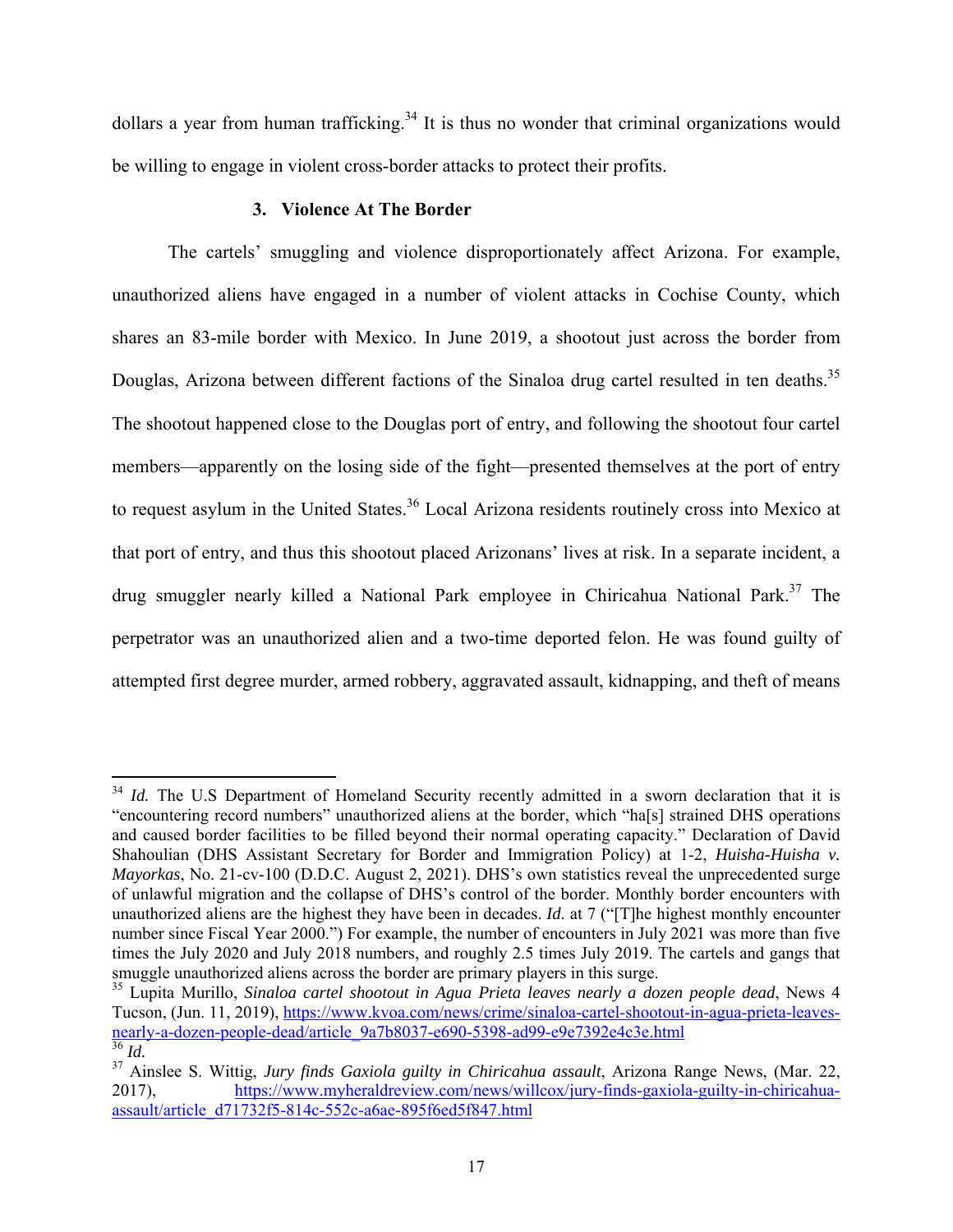dollars a year from human trafficking.[34] It is thus no wonder that criminal organizations would be willing to engage in violent cross-border attacks to protect their profits.

### 3. Violence At The Border

The cartels' smuggling and violence disproportionately affect Arizona. For example, unauthorized aliens have engaged in a number of violent attacks in Cochise County, which shares an 83-mile border with Mexico. In June 2019, a shootout just across the border from Douglas, Arizona between different factions of the Sinaloa drug cartel resulted in ten deaths.[35] The shootout happened close to the Douglas port of entry, and following the shootout four cartel members—apparently on the losing side of the fight—presented themselves at the port of entry to request asylum in the United States.[36] Local Arizona residents routinely cross into Mexico at that port of entry, and thus this shootout placed Arizonans' lives at risk. In a separate incident, a drug smuggler nearly killed a National Park employee in Chiricahua National Park.[37] The perpetrator was an unauthorized alien and a two-time deported felon. He was found guilty of attempted first degree murder, armed robbery, aggravated assault, kidnapping, and theft of means

---

[34] *Id.* The U.S Department of Homeland Security recently admitted in a sworn declaration that it is "encountering record numbers" unauthorized aliens at the border, which "ha[s] strained DHS operations and caused border facilities to be filled beyond their normal operating capacity." Declaration of David Shahoulian (DHS Assistant Secretary for Border and Immigration Policy) at 1-2, *Huisha-Huisha v. Mayorkas*, No. 21-cv-100 (D.D.C. August 2, 2021). DHS's own statistics reveal the unprecedented surge of unlawful migration and the collapse of DHS's control of the border. Monthly border encounters with unauthorized aliens are the highest they have been in decades. *Id*. at 7 ("[T]he highest monthly encounter number since Fiscal Year 2000.") For example, the number of encounters in July 2021 was more than five times the July 2020 and July 2018 numbers, and roughly 2.5 times July 2019. The cartels and gangs that smuggle unauthorized aliens across the border are primary players in this surge.

[35] Lupita Murillo, *Sinaloa cartel shootout in Agua Prieta leaves nearly a dozen people dead*, News 4 Tucson, (Jun. 11, 2019), https://www.kvoa.com/news/crime/sinaloa-cartel-shootout-in-agua-prieta-leaves-nearly-a-dozen-people-dead/article_9a7b8037-e690-5398-ad99-e9e7392e4c3e.html

[36] *Id.*

[37] Ainslee S. Wittig, *Jury finds Gaxiola guilty in Chiricahua assault*, Arizona Range News, (Mar. 22, 2017), https://www.myheraldreview.com/news/willcox/jury-finds-gaxiola-guilty-in-chiricahua-assault/article_d71732f5-814c-552c-a6ae-895f6ed5f847.html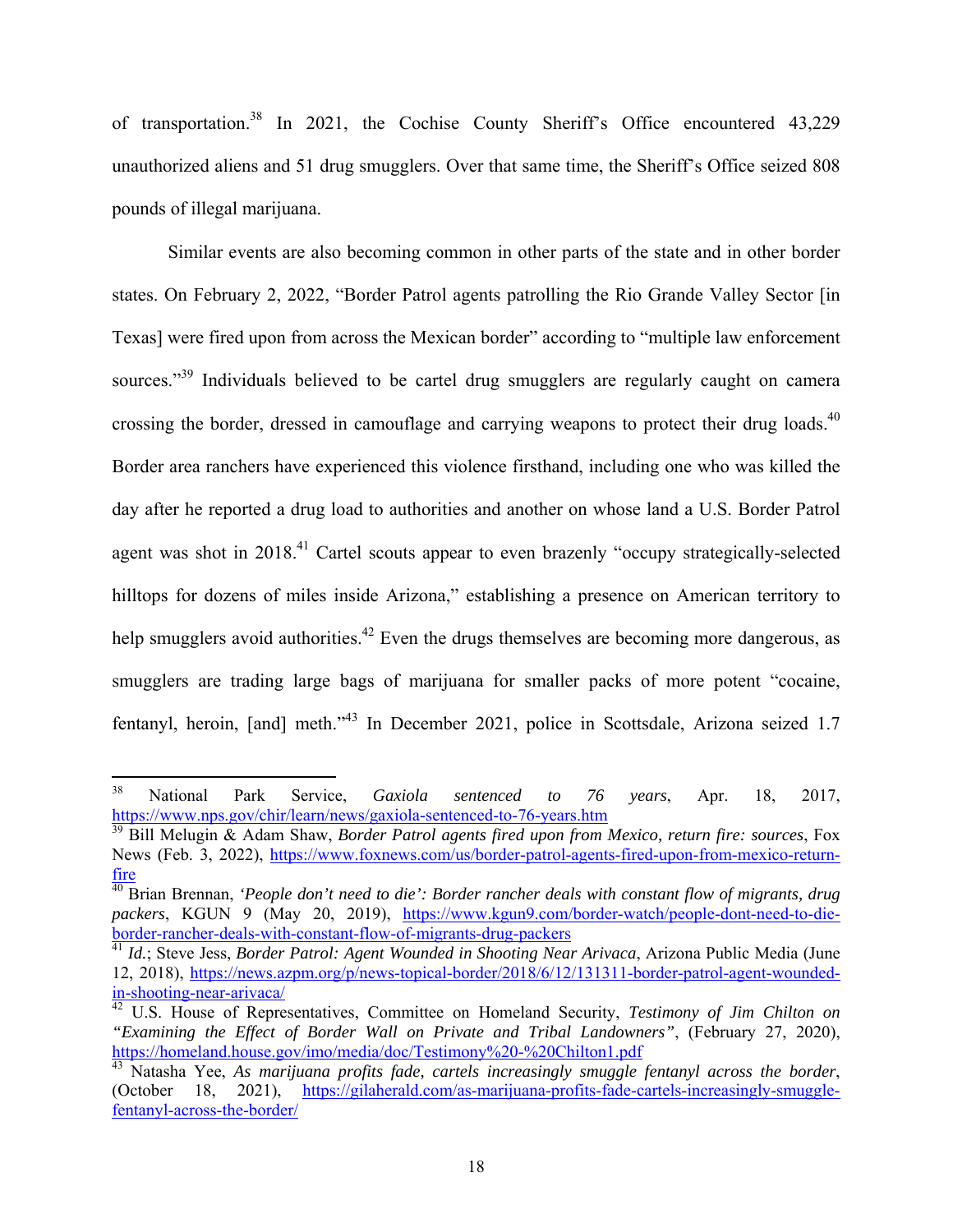of transportation.[38] In 2021, the Cochise County Sheriff's Office encountered 43,229 unauthorized aliens and 51 drug smugglers. Over that same time, the Sheriff's Office seized 808 pounds of illegal marijuana.

Similar events are also becoming common in other parts of the state and in other border states. On February 2, 2022, "Border Patrol agents patrolling the Rio Grande Valley Sector [in Texas] were fired upon from across the Mexican border" according to "multiple law enforcement sources."[39] Individuals believed to be cartel drug smugglers are regularly caught on camera crossing the border, dressed in camouflage and carrying weapons to protect their drug loads.[40] Border area ranchers have experienced this violence firsthand, including one who was killed the day after he reported a drug load to authorities and another on whose land a U.S. Border Patrol agent was shot in 2018.[41] Cartel scouts appear to even brazenly "occupy strategically-selected hilltops for dozens of miles inside Arizona," establishing a presence on American territory to help smugglers avoid authorities.[42] Even the drugs themselves are becoming more dangerous, as smugglers are trading large bags of marijuana for smaller packs of more potent "cocaine, fentanyl, heroin, [and] meth."[43] In December 2021, police in Scottsdale, Arizona seized 1.7

---

[38] National Park Service, *Gaxiola sentenced to 76 years*, Apr. 18, 2017, https://www.nps.gov/chir/learn/news/gaxiola-sentenced-to-76-years.htm

[39] Bill Melugin & Adam Shaw, *Border Patrol agents fired upon from Mexico, return fire: sources*, Fox News (Feb. 3, 2022), https://www.foxnews.com/us/border-patrol-agents-fired-upon-from-mexico-return-fire

[40] Brian Brennan, *'People don't need to die': Border rancher deals with constant flow of migrants, drug packers*, KGUN 9 (May 20, 2019), https://www.kgun9.com/border-watch/people-dont-need-to-die-border-rancher-deals-with-constant-flow-of-migrants-drug-packers

[41] *Id.*; Steve Jess, *Border Patrol: Agent Wounded in Shooting Near Arivaca*, Arizona Public Media (June 12, 2018), https://news.azpm.org/p/news-topical-border/2018/6/12/131311-border-patrol-agent-wounded-in-shooting-near-arivaca/

[42] U.S. House of Representatives, Committee on Homeland Security, *Testimony of Jim Chilton on "Examining the Effect of Border Wall on Private and Tribal Landowners"*, (February 27, 2020), https://homeland.house.gov/imo/media/doc/Testimony%20-%20Chilton1.pdf

[43] Natasha Yee, *As marijuana profits fade, cartels increasingly smuggle fentanyl across the border*, (October 18, 2021), https://gilaherald.com/as-marijuana-profits-fade-cartels-increasingly-smuggle-fentanyl-across-the-border/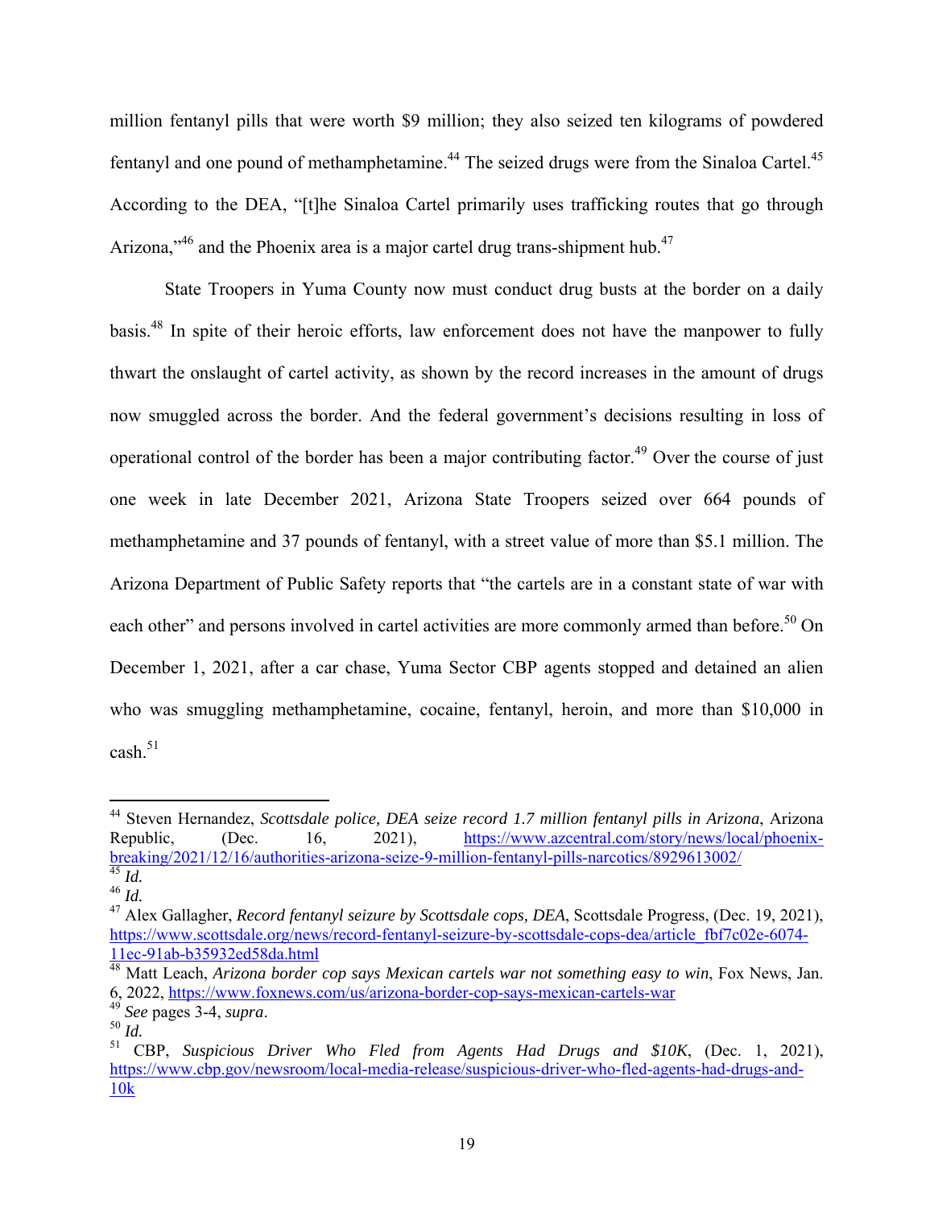million fentanyl pills that were worth $9 million; they also seized ten kilograms of powdered fentanyl and one pound of methamphetamine.[44] The seized drugs were from the Sinaloa Cartel.[45] According to the DEA, "[t]he Sinaloa Cartel primarily uses trafficking routes that go through Arizona,"[46] and the Phoenix area is a major cartel drug trans-shipment hub.[47]

State Troopers in Yuma County now must conduct drug busts at the border on a daily basis.[48] In spite of their heroic efforts, law enforcement does not have the manpower to fully thwart the onslaught of cartel activity, as shown by the record increases in the amount of drugs now smuggled across the border. And the federal government's decisions resulting in loss of operational control of the border has been a major contributing factor.[49] Over the course of just one week in late December 2021, Arizona State Troopers seized over 664 pounds of methamphetamine and 37 pounds of fentanyl, with a street value of more than $5.1 million. The Arizona Department of Public Safety reports that "the cartels are in a constant state of war with each other" and persons involved in cartel activities are more commonly armed than before.[50] On December 1, 2021, after a car chase, Yuma Sector CBP agents stopped and detained an alien who was smuggling methamphetamine, cocaine, fentanyl, heroin, and more than $10,000 in cash.[51]

---

[44] Steven Hernandez, *Scottsdale police, DEA seize record 1.7 million fentanyl pills in Arizona*, Arizona Republic, (Dec. 16, 2021), https://www.azcentral.com/story/news/local/phoenix-breaking/2021/12/16/authorities-arizona-seize-9-million-fentanyl-pills-narcotics/8929613002/

[45] *Id.*

[46] *Id.*

[47] Alex Gallagher, *Record fentanyl seizure by Scottsdale cops, DEA*, Scottsdale Progress, (Dec. 19, 2021), https://www.scottsdale.org/news/record-fentanyl-seizure-by-scottsdale-cops-dea/article_fbf7c02e-6074-11ec-91ab-b35932ed58da.html

[48] Matt Leach, *Arizona border cop says Mexican cartels war not something easy to win*, Fox News, Jan. 6, 2022, https://www.foxnews.com/us/arizona-border-cop-says-mexican-cartels-war

[49] *See* pages 3-4, *supra*.

[50] *Id.*

[51] CBP, *Suspicious Driver Who Fled from Agents Had Drugs and $10K*, (Dec. 1, 2021), https://www.cbp.gov/newsroom/local-media-release/suspicious-driver-who-fled-agents-had-drugs-and-10k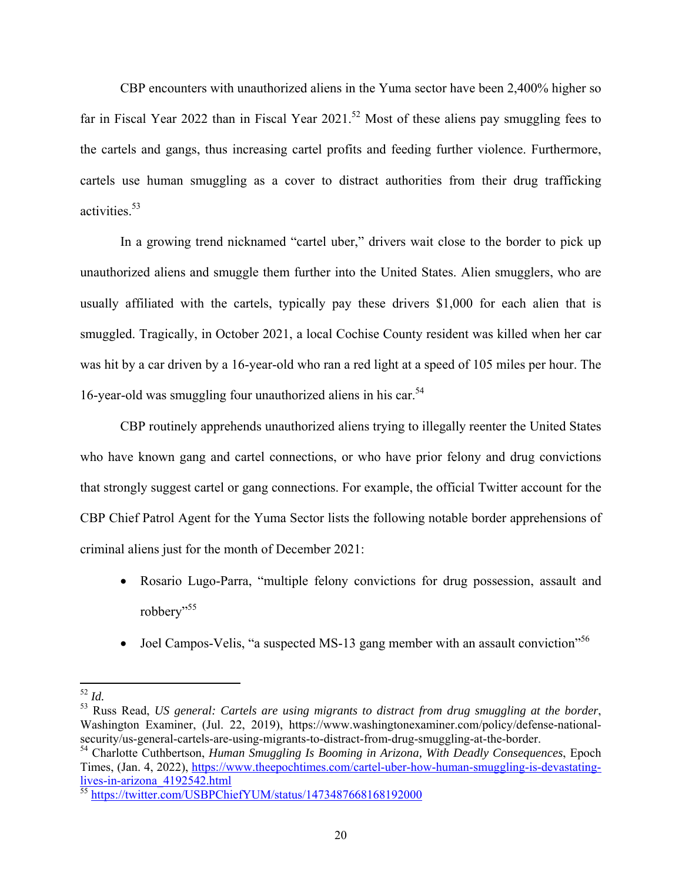CBP encounters with unauthorized aliens in the Yuma sector have been 2,400% higher so far in Fiscal Year 2022 than in Fiscal Year 2021.[52] Most of these aliens pay smuggling fees to the cartels and gangs, thus increasing cartel profits and feeding further violence. Furthermore, cartels use human smuggling as a cover to distract authorities from their drug trafficking activities.[53]

In a growing trend nicknamed "cartel uber," drivers wait close to the border to pick up unauthorized aliens and smuggle them further into the United States. Alien smugglers, who are usually affiliated with the cartels, typically pay these drivers $1,000 for each alien that is smuggled. Tragically, in October 2021, a local Cochise County resident was killed when her car was hit by a car driven by a 16-year-old who ran a red light at a speed of 105 miles per hour. The 16-year-old was smuggling four unauthorized aliens in his car.[54]

CBP routinely apprehends unauthorized aliens trying to illegally reenter the United States who have known gang and cartel connections, or who have prior felony and drug convictions that strongly suggest cartel or gang connections. For example, the official Twitter account for the CBP Chief Patrol Agent for the Yuma Sector lists the following notable border apprehensions of criminal aliens just for the month of December 2021:

- Rosario Lugo-Parra, "multiple felony convictions for drug possession, assault and robbery"[55]
- Joel Campos-Velis, "a suspected MS-13 gang member with an assault conviction"[56]

---

[52] *Id.*

[53] Russ Read, *US general: Cartels are using migrants to distract from drug smuggling at the border*, Washington Examiner, (Jul. 22, 2019), https://www.washingtonexaminer.com/policy/defense-national-security/us-general-cartels-are-using-migrants-to-distract-from-drug-smuggling-at-the-border.

[54] Charlotte Cuthbertson, *Human Smuggling Is Booming in Arizona, With Deadly Consequences*, Epoch Times, (Jan. 4, 2022), https://www.theepochtimes.com/cartel-uber-how-human-smuggling-is-devastating-lives-in-arizona_4192542.html

[55] https://twitter.com/USBPChiefYUM/status/1473487668168192000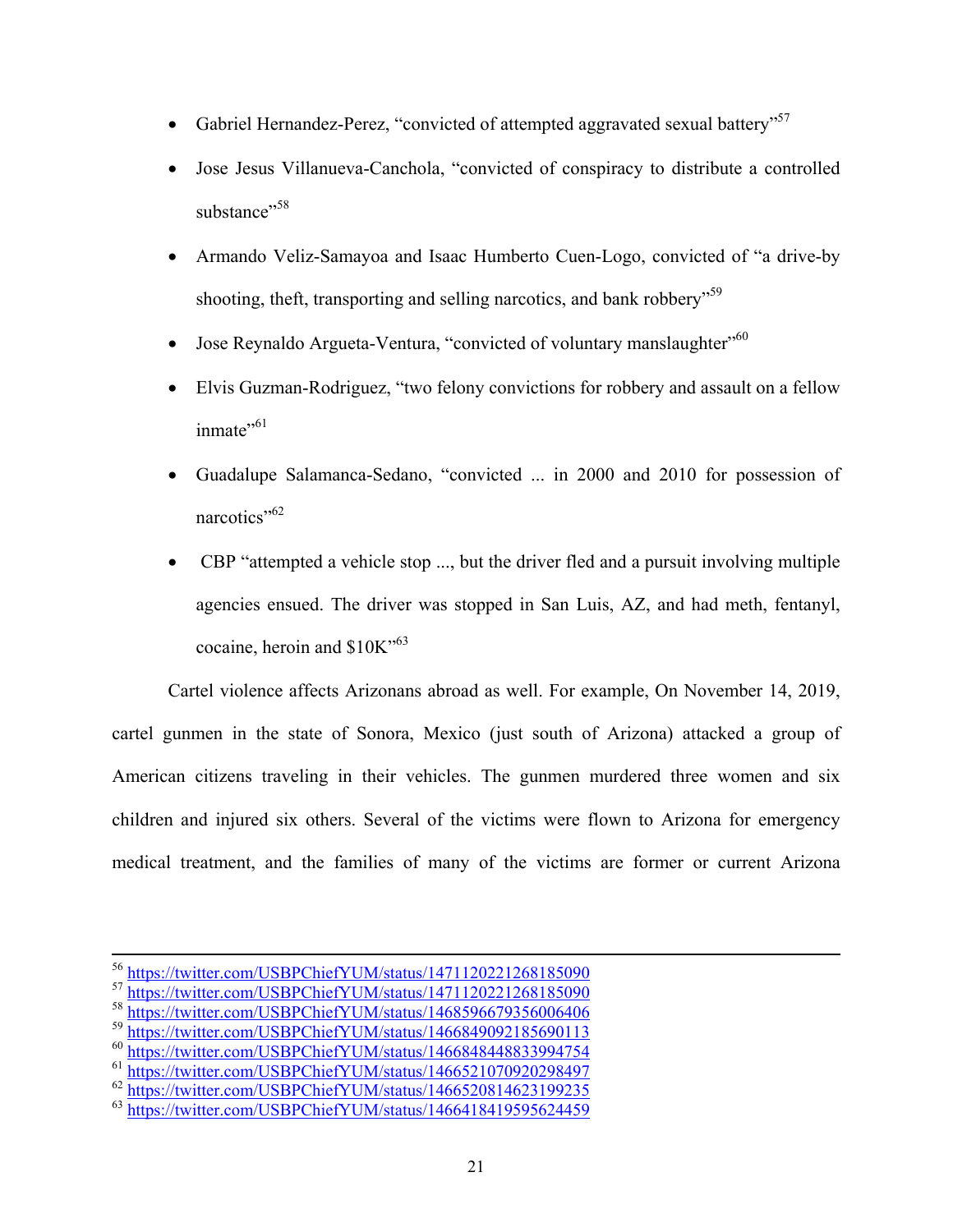- Gabriel Hernandez-Perez, "convicted of attempted aggravated sexual battery"[57]
- Jose Jesus Villanueva-Canchola, "convicted of conspiracy to distribute a controlled substance"[58]
- Armando Veliz-Samayoa and Isaac Humberto Cuen-Logo, convicted of "a drive-by shooting, theft, transporting and selling narcotics, and bank robbery"[59]
- Jose Reynaldo Argueta-Ventura, "convicted of voluntary manslaughter"[60]
- Elvis Guzman-Rodriguez, "two felony convictions for robbery and assault on a fellow inmate"[61]
- Guadalupe Salamanca-Sedano, "convicted ... in 2000 and 2010 for possession of narcotics"[62]
- CBP "attempted a vehicle stop ..., but the driver fled and a pursuit involving multiple agencies ensued. The driver was stopped in San Luis, AZ, and had meth, fentanyl, cocaine, heroin and $10K"[63]

Cartel violence affects Arizonans abroad as well. For example, On November 14, 2019, cartel gunmen in the state of Sonora, Mexico (just south of Arizona) attacked a group of American citizens traveling in their vehicles. The gunmen murdered three women and six children and injured six others. Several of the victims were flown to Arizona for emergency medical treatment, and the families of many of the victims are former or current Arizona

---

[56] https://twitter.com/USBPChiefYUM/status/1471120221268185090
[57] https://twitter.com/USBPChiefYUM/status/1471120221268185090
[58] https://twitter.com/USBPChiefYUM/status/1468596679356006406
[59] https://twitter.com/USBPChiefYUM/status/1466849092185690113
[60] https://twitter.com/USBPChiefYUM/status/1466848448833994754
[61] https://twitter.com/USBPChiefYUM/status/1466521070920298497
[62] https://twitter.com/USBPChiefYUM/status/1466520814623199235
[63] https://twitter.com/USBPChiefYUM/status/1466418419595624459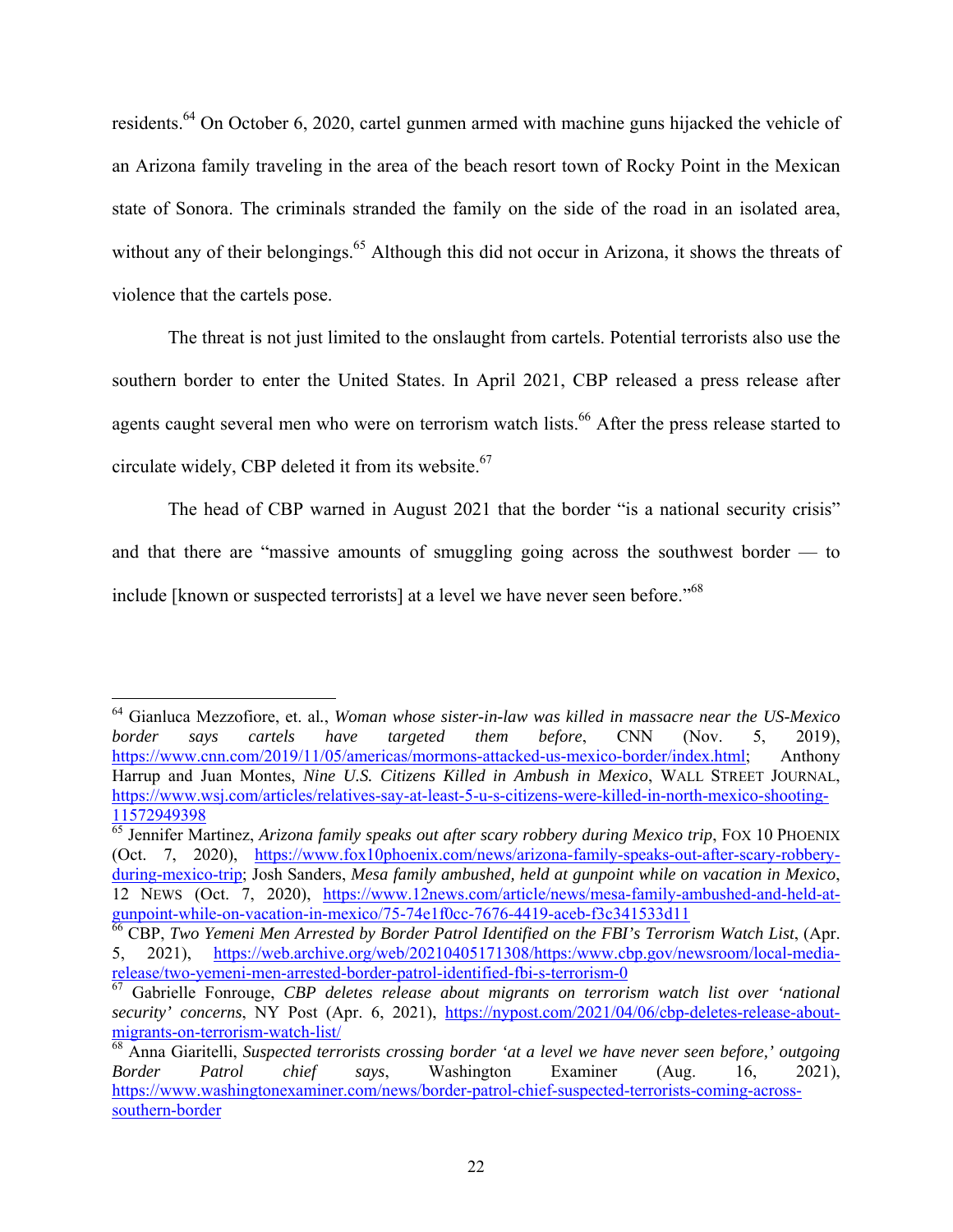residents.[64] On October 6, 2020, cartel gunmen armed with machine guns hijacked the vehicle of an Arizona family traveling in the area of the beach resort town of Rocky Point in the Mexican state of Sonora. The criminals stranded the family on the side of the road in an isolated area, without any of their belongings.[65] Although this did not occur in Arizona, it shows the threats of violence that the cartels pose.

The threat is not just limited to the onslaught from cartels. Potential terrorists also use the southern border to enter the United States. In April 2021, CBP released a press release after agents caught several men who were on terrorism watch lists.[66] After the press release started to circulate widely, CBP deleted it from its website.[67]

The head of CBP warned in August 2021 that the border "is a national security crisis" and that there are "massive amounts of smuggling going across the southwest border — to include [known or suspected terrorists] at a level we have never seen before."[68]

---

[64] Gianluca Mezzofiore, et. al., *Woman whose sister-in-law was killed in massacre near the US-Mexico border says cartels have targeted them before*, CNN (Nov. 5, 2019), https://www.cnn.com/2019/11/05/americas/mormons-attacked-us-mexico-border/index.html; Anthony Harrup and Juan Montes, *Nine U.S. Citizens Killed in Ambush in Mexico*, WALL STREET JOURNAL, https://www.wsj.com/articles/relatives-say-at-least-5-u-s-citizens-were-killed-in-north-mexico-shooting-11572949398

[65] Jennifer Martinez, *Arizona family speaks out after scary robbery during Mexico trip*, FOX 10 PHOENIX (Oct. 7, 2020), https://www.fox10phoenix.com/news/arizona-family-speaks-out-after-scary-robbery-during-mexico-trip; Josh Sanders, *Mesa family ambushed, held at gunpoint while on vacation in Mexico*, 12 NEWS (Oct. 7, 2020), https://www.12news.com/article/news/mesa-family-ambushed-and-held-at-gunpoint-while-on-vacation-in-mexico/75-74e1f0cc-7676-4419-aceb-f3c341533d11

[66] CBP, *Two Yemeni Men Arrested by Border Patrol Identified on the FBI's Terrorism Watch List*, (Apr. 5, 2021), https://web.archive.org/web/20210405171308/https:/www.cbp.gov/newsroom/local-media-release/two-yemeni-men-arrested-border-patrol-identified-fbi-s-terrorism-0

[67] Gabrielle Fonrouge, *CBP deletes release about migrants on terrorism watch list over 'national security' concerns*, NY Post (Apr. 6, 2021), https://nypost.com/2021/04/06/cbp-deletes-release-about-migrants-on-terrorism-watch-list/

[68] Anna Giaritelli, *Suspected terrorists crossing border 'at a level we have never seen before,' outgoing Border Patrol chief says*, Washington Examiner (Aug. 16, 2021), https://www.washingtonexaminer.com/news/border-patrol-chief-suspected-terrorists-coming-across-southern-border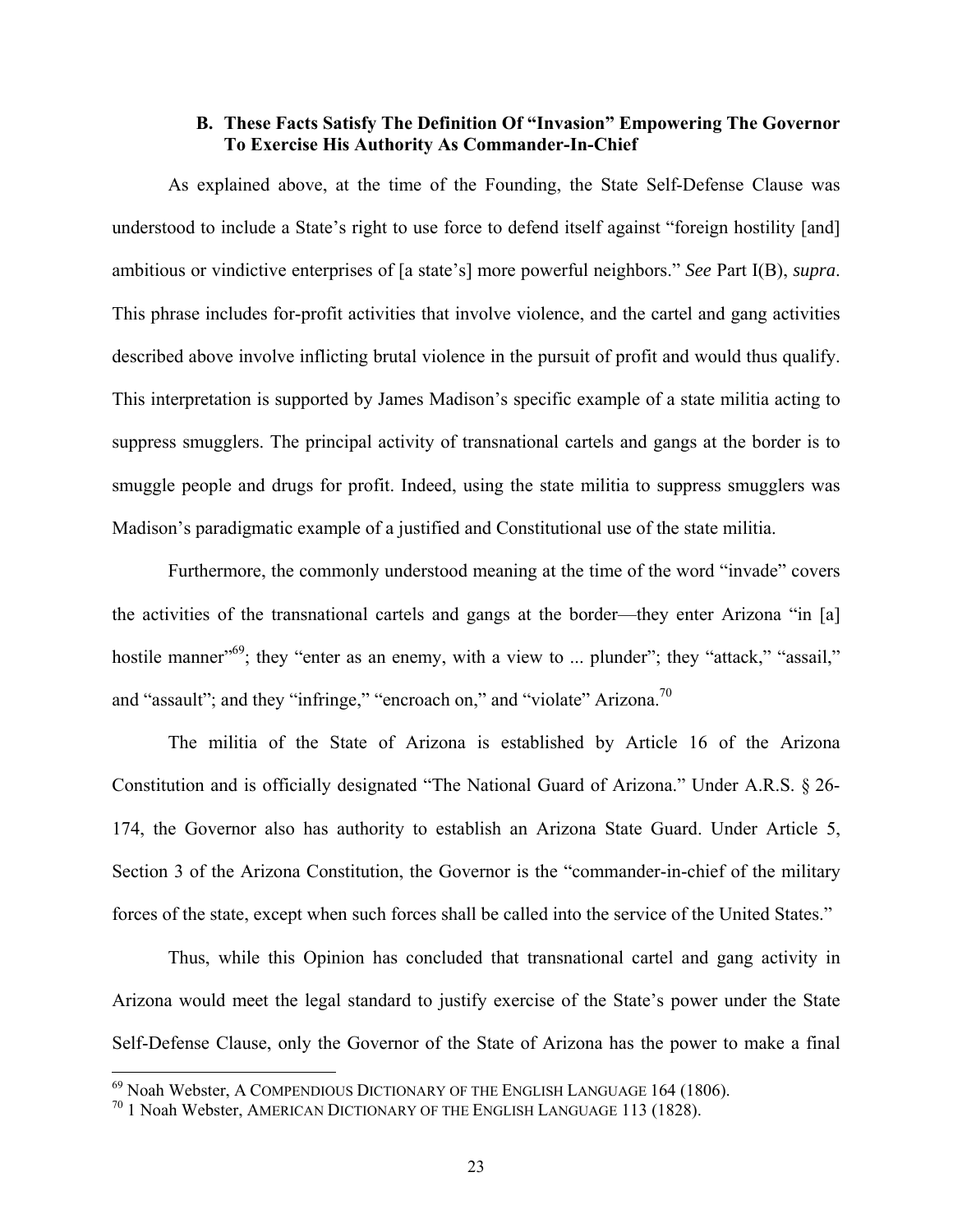### B. These Facts Satisfy The Definition Of "Invasion" Empowering The Governor To Exercise His Authority As Commander-In-Chief

As explained above, at the time of the Founding, the State Self-Defense Clause was understood to include a State's right to use force to defend itself against "foreign hostility [and] ambitious or vindictive enterprises of [a state's] more powerful neighbors." *See* Part I(B), *supra*. This phrase includes for-profit activities that involve violence, and the cartel and gang activities described above involve inflicting brutal violence in the pursuit of profit and would thus qualify. This interpretation is supported by James Madison's specific example of a state militia acting to suppress smugglers. The principal activity of transnational cartels and gangs at the border is to smuggle people and drugs for profit. Indeed, using the state militia to suppress smugglers was Madison's paradigmatic example of a justified and Constitutional use of the state militia.

Furthermore, the commonly understood meaning at the time of the word "invade" covers the activities of the transnational cartels and gangs at the border—they enter Arizona "in [a] hostile manner"[69]; they "enter as an enemy, with a view to ... plunder"; they "attack," "assail," and "assault"; and they "infringe," "encroach on," and "violate" Arizona.[70]

The militia of the State of Arizona is established by Article 16 of the Arizona Constitution and is officially designated "The National Guard of Arizona." Under A.R.S. § 26-174, the Governor also has authority to establish an Arizona State Guard. Under Article 5, Section 3 of the Arizona Constitution, the Governor is the "commander-in-chief of the military forces of the state, except when such forces shall be called into the service of the United States."

Thus, while this Opinion has concluded that transnational cartel and gang activity in Arizona would meet the legal standard to justify exercise of the State's power under the State Self-Defense Clause, only the Governor of the State of Arizona has the power to make a final

---

[69] Noah Webster, A COMPENDIOUS DICTIONARY OF THE ENGLISH LANGUAGE 164 (1806).

[70] 1 Noah Webster, AMERICAN DICTIONARY OF THE ENGLISH LANGUAGE 113 (1828).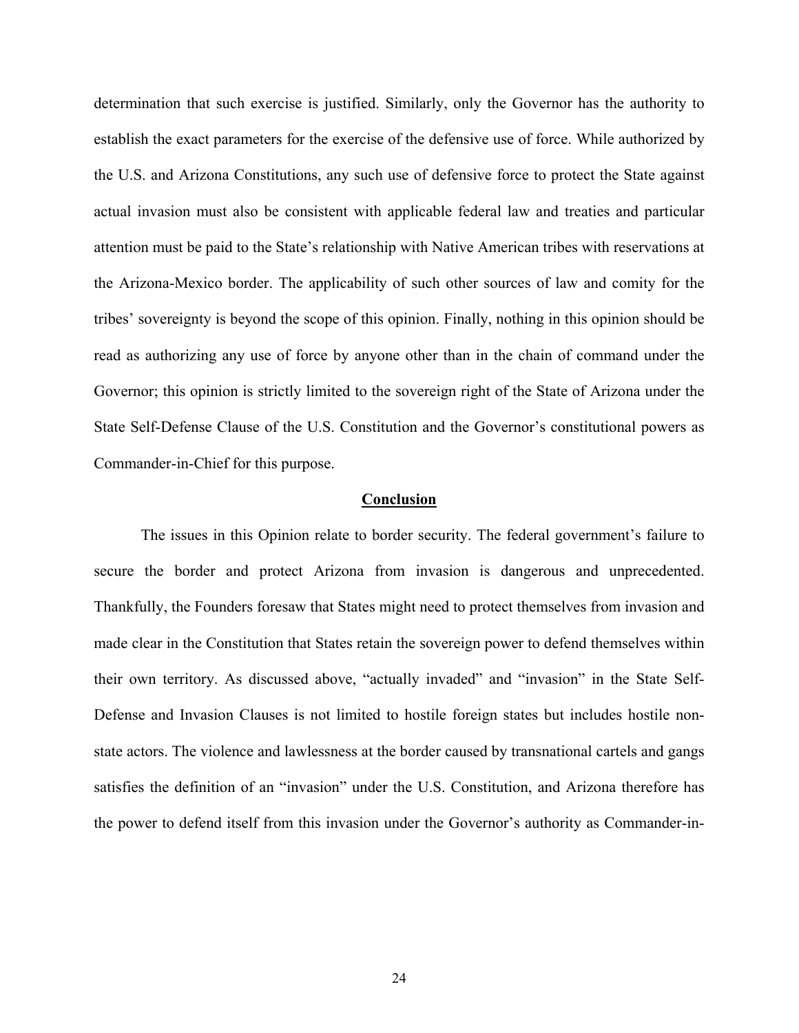determination that such exercise is justified. Similarly, only the Governor has the authority to establish the exact parameters for the exercise of the defensive use of force. While authorized by the U.S. and Arizona Constitutions, any such use of defensive force to protect the State against actual invasion must also be consistent with applicable federal law and treaties and particular attention must be paid to the State's relationship with Native American tribes with reservations at the Arizona-Mexico border. The applicability of such other sources of law and comity for the tribes' sovereignty is beyond the scope of this opinion. Finally, nothing in this opinion should be read as authorizing any use of force by anyone other than in the chain of command under the Governor; this opinion is strictly limited to the sovereign right of the State of Arizona under the State Self-Defense Clause of the U.S. Constitution and the Governor's constitutional powers as Commander-in-Chief for this purpose.

## **Conclusion**

The issues in this Opinion relate to border security. The federal government's failure to secure the border and protect Arizona from invasion is dangerous and unprecedented. Thankfully, the Founders foresaw that States might need to protect themselves from invasion and made clear in the Constitution that States retain the sovereign power to defend themselves within their own territory. As discussed above, "actually invaded" and "invasion" in the State Self-Defense and Invasion Clauses is not limited to hostile foreign states but includes hostile non-state actors. The violence and lawlessness at the border caused by transnational cartels and gangs satisfies the definition of an "invasion" under the U.S. Constitution, and Arizona therefore has the power to defend itself from this invasion under the Governor's authority as Commander-in-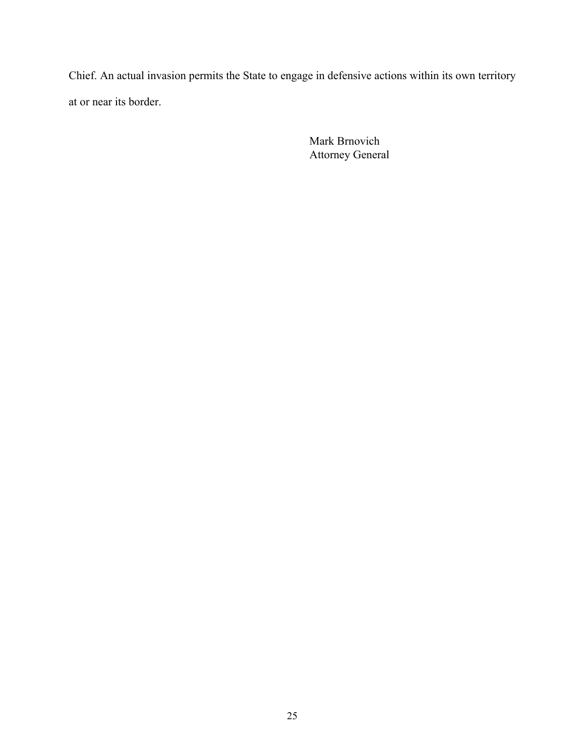Chief. An actual invasion permits the State to engage in defensive actions within its own territory at or near its border.

Mark Brnovich
Attorney General